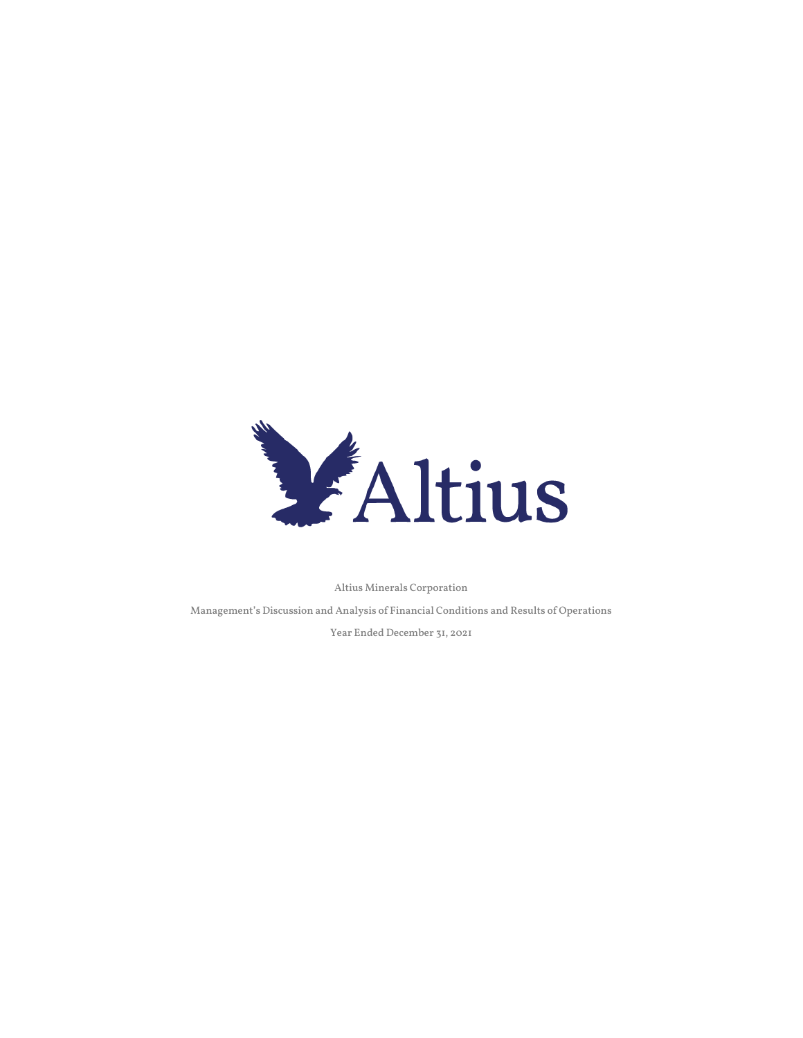Altius

Altius Minerals Corporation

Management's Discussion and Analysis of Financial Conditions and Results of Operations

Year Ended December 31, 2021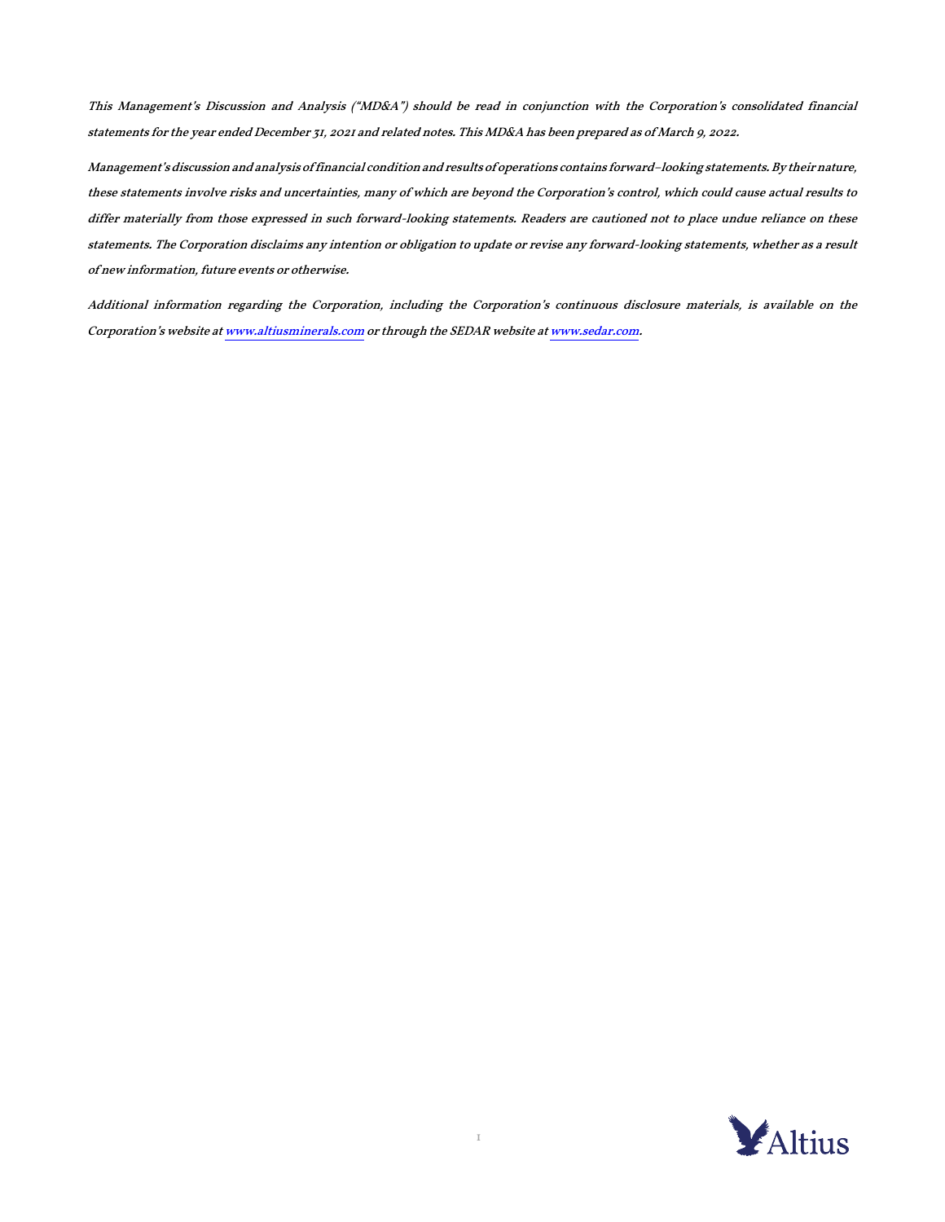*This Management's Discussion and Analysis ("MD&A") should be read in conjunction with the Corporation's consolidated financial statements for the year ended December 31, 2021 and related notes. This MD&A has been prepared as of March 9, 2022.*

*Management's discussion and analysis of financial condition and results of operations contains forward–looking statements. By their nature, these statements involve risks and uncertainties, many of which are beyond the Corporation's control, which could cause actual results to differ materially from those expressed in such forward-looking statements. Readers are cautioned not to place undue reliance on these statements. The Corporation disclaims any intention or obligation to update or revise any forward-looking statements, whether as a result of new information, future events or otherwise.*

*Additional information regarding the Corporation, including the Corporation's continuous disclosure materials, is available on the Corporation's website at [www.altiusminerals.com](http://www.altiusminerals.com) or through the SEDAR website at [www.sedar.com](http://www.sedar.com).*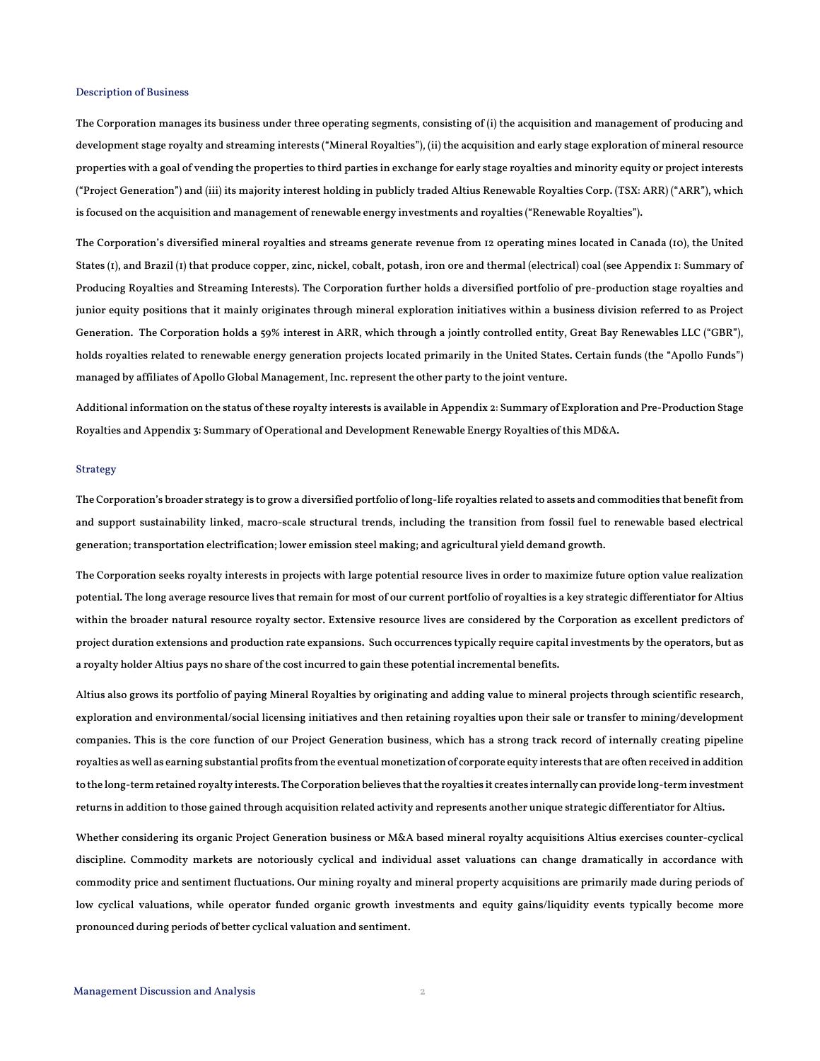## Description of Business

The Corporation manages its business under three operating segments, consisting of (i) the acquisition and management of producing and development stage royalty and streaming interests ("Mineral Royalties"), (ii) the acquisition and early stage exploration of mineral resource properties with a goal of vending the properties to third parties in exchange for early stage royalties and minority equity or project interests ("Project Generation") and (iii) its majority interest holding in publicly traded Altius Renewable Royalties Corp. (TSX: ARR) ("ARR"), which is focused on the acquisition and management of renewable energy investments and royalties ("Renewable Royalties").

The Corporation's diversified mineral royalties and streams generate revenue from 12 operating mines located in Canada (10), the United States (1), and Brazil (1) that produce copper, zinc, nickel, cobalt, potash, iron ore and thermal (electrical) coal (see Appendix 1: Summary of Producing Royalties and Streaming Interests). The Corporation further holds a diversified portfolio of pre-production stage royalties and junior equity positions that it mainly originates through mineral exploration initiatives within a business division referred to as Project Generation. The Corporation holds a 59% interest in ARR, which through a jointly controlled entity, Great Bay Renewables LLC ("GBR"), holds royalties related to renewable energy generation projects located primarily in the United States. Certain funds (the "Apollo Funds") managed by affiliates of Apollo Global Management, Inc. represent the other party to the joint venture.

Additional information on the status of these royalty interests is available in Appendix 2: Summary of Exploration and Pre-Production Stage Royalties and Appendix 3: Summary of Operational and Development Renewable Energy Royalties of this MD&A.

## Strategy

The Corporation's broader strategy is to grow a diversified portfolio of long-life royalties related to assets and commodities that benefit from and support sustainability linked, macro-scale structural trends, including the transition from fossil fuel to renewable based electrical generation; transportation electrification; lower emission steel making; and agricultural yield demand growth.

The Corporation seeks royalty interests in projects with large potential resource lives in order to maximize future option value realization potential. The long average resource lives that remain for most of our current portfolio of royalties is a key strategic differentiator for Altius within the broader natural resource royalty sector. Extensive resource lives are considered by the Corporation as excellent predictors of project duration extensions and production rate expansions. Such occurrences typically require capital investments by the operators, but as a royalty holder Altius pays no share of the cost incurred to gain these potential incremental benefits.

Altius also grows its portfolio of paying Mineral Royalties by originating and adding value to mineral projects through scientific research, exploration and environmental/social licensing initiatives and then retaining royalties upon their sale or transfer to mining/development companies. This is the core function of our Project Generation business, which has a strong track record of internally creating pipeline royalties as well as earning substantial profits from the eventual monetization of corporate equity interests that are often received in addition to the long-term retained royalty interests. The Corporation believes that the royalties it creates internally can provide long-term investment returns in addition to those gained through acquisition related activity and represents another unique strategic differentiator for Altius.

Whether considering its organic Project Generation business or M&A based mineral royalty acquisitions Altius exercises counter-cyclical discipline. Commodity markets are notoriously cyclical and individual asset valuations can change dramatically in accordance with commodity price and sentiment fluctuations. Our mining royalty and mineral property acquisitions are primarily made during periods of low cyclical valuations, while operator funded organic growth investments and equity gains/liquidity events typically become more pronounced during periods of better cyclical valuation and sentiment.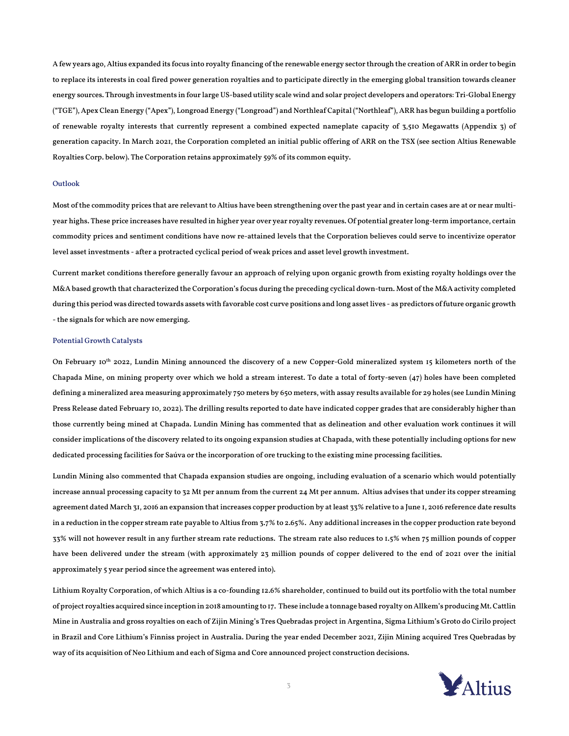A few years ago, Altius expanded its focus into royalty financing of the renewable energy sector through the creation of ARR in order to begin to replace its interests in coal fired power generation royalties and to participate directly in the emerging global transition towards cleaner energy sources. Through investments in four large US-based utility scale wind and solar project developers and operators: Tri-Global Energy ("TGE"), Apex Clean Energy ("Apex"), Longroad Energy ("Longroad") and Northleaf Capital ("Northleaf"), ARR has begun building a portfolio of renewable royalty interests that currently represent a combined expected nameplate capacity of 3,510 Megawatts (Appendix 3) of generation capacity. In March 2021, the Corporation completed an initial public offering of ARR on the TSX (see section Altius Renewable Royalties Corp. below). The Corporation retains approximately 59% of its common equity.

### Outlook

Most of the commodity prices that are relevant to Altius have been strengthening over the past year and in certain cases are at or near multi-year highs. These price increases have resulted in higher year over year royalty revenues. Of potential greater long-term importance, certain commodity prices and sentiment conditions have now re-attained levels that the Corporation believes could serve to incentivize operator level asset investments - after a protracted cyclical period of weak prices and asset level growth investment.

Current market conditions therefore generally favour an approach of relying upon organic growth from existing royalty holdings over the M&A based growth that characterized the Corporation's focus during the preceding cyclical down-turn. Most of the M&A activity completed during this period was directed towards assets with favorable cost curve positions and long asset lives - as predictors of future organic growth - the signals for which are now emerging.

### Potential Growth Catalysts

On February 10th 2022, Lundin Mining announced the discovery of a new Copper-Gold mineralized system 15 kilometers north of the Chapada Mine, on mining property over which we hold a stream interest. To date a total of forty-seven (47) holes have been completed defining a mineralized area measuring approximately 750 meters by 650 meters, with assay results available for 29 holes (see Lundin Mining Press Release dated February 10, 2022). The drilling results reported to date have indicated copper grades that are considerably higher than those currently being mined at Chapada. Lundin Mining has commented that as delineation and other evaluation work continues it will consider implications of the discovery related to its ongoing expansion studies at Chapada, with these potentially including options for new dedicated processing facilities for Saúva or the incorporation of ore trucking to the existing mine processing facilities.

Lundin Mining also commented that Chapada expansion studies are ongoing, including evaluation of a scenario which would potentially increase annual processing capacity to 32 Mt per annum from the current 24 Mt per annum. Altius advises that under its copper streaming agreement dated March 31, 2016 an expansion that increases copper production by at least 33% relative to a June 1, 2016 reference date results in a reduction in the copper stream rate payable to Altius from 3.7% to 2.65%. Any additional increases in the copper production rate beyond 33% will not however result in any further stream rate reductions. The stream rate also reduces to 1.5% when 75 million pounds of copper have been delivered under the stream (with approximately 23 million pounds of copper delivered to the end of 2021 over the initial approximately 5 year period since the agreement was entered into).

Lithium Royalty Corporation, of which Altius is a co-founding 12.6% shareholder, continued to build out its portfolio with the total number of project royalties acquired since inception in 2018 amounting to 17. These include a tonnage based royalty on Allkem's producing Mt. Cattlin Mine in Australia and gross royalties on each of Zijin Mining's Tres Quebradas project in Argentina, Sigma Lithium's Groto do Cirilo project in Brazil and Core Lithium's Finniss project in Australia. During the year ended December 2021, Zijin Mining acquired Tres Quebradas by way of its acquisition of Neo Lithium and each of Sigma and Core announced project construction decisions.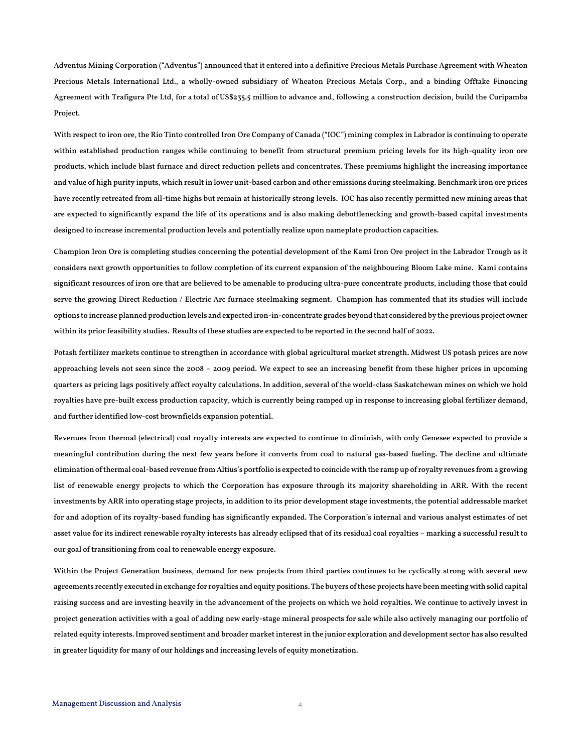Adventus Mining Corporation ("Adventus") announced that it entered into a definitive Precious Metals Purchase Agreement with Wheaton Precious Metals International Ltd., a wholly-owned subsidiary of Wheaton Precious Metals Corp., and a binding Offtake Financing Agreement with Trafigura Pte Ltd, for a total of US$235.5 million to advance and, following a construction decision, build the Curipamba Project.

With respect to iron ore, the Rio Tinto controlled Iron Ore Company of Canada ("IOC") mining complex in Labrador is continuing to operate within established production ranges while continuing to benefit from structural premium pricing levels for its high-quality iron ore products, which include blast furnace and direct reduction pellets and concentrates. These premiums highlight the increasing importance and value of high purity inputs, which result in lower unit-based carbon and other emissions during steelmaking. Benchmark iron ore prices have recently retreated from all-time highs but remain at historically strong levels. IOC has also recently permitted new mining areas that are expected to significantly expand the life of its operations and is also making debottlenecking and growth-based capital investments designed to increase incremental production levels and potentially realize upon nameplate production capacities.

Champion Iron Ore is completing studies concerning the potential development of the Kami Iron Ore project in the Labrador Trough as it considers next growth opportunities to follow completion of its current expansion of the neighbouring Bloom Lake mine. Kami contains significant resources of iron ore that are believed to be amenable to producing ultra-pure concentrate products, including those that could serve the growing Direct Reduction / Electric Arc furnace steelmaking segment. Champion has commented that its studies will include options to increase planned production levels and expected iron-in-concentrate grades beyond that considered by the previous project owner within its prior feasibility studies. Results of these studies are expected to be reported in the second half of 2022.

Potash fertilizer markets continue to strengthen in accordance with global agricultural market strength. Midwest US potash prices are now approaching levels not seen since the 2008 – 2009 period. We expect to see an increasing benefit from these higher prices in upcoming quarters as pricing lags positively affect royalty calculations. In addition, several of the world-class Saskatchewan mines on which we hold royalties have pre-built excess production capacity, which is currently being ramped up in response to increasing global fertilizer demand, and further identified low-cost brownfields expansion potential.

Revenues from thermal (electrical) coal royalty interests are expected to continue to diminish, with only Genesee expected to provide a meaningful contribution during the next few years before it converts from coal to natural gas-based fueling. The decline and ultimate elimination of thermal coal-based revenue from Altius's portfolio is expected to coincide with the ramp up of royalty revenues from a growing list of renewable energy projects to which the Corporation has exposure through its majority shareholding in ARR. With the recent investments by ARR into operating stage projects, in addition to its prior development stage investments, the potential addressable market for and adoption of its royalty-based funding has significantly expanded. The Corporation's internal and various analyst estimates of net asset value for its indirect renewable royalty interests has already eclipsed that of its residual coal royalties – marking a successful result to our goal of transitioning from coal to renewable energy exposure.

Within the Project Generation business, demand for new projects from third parties continues to be cyclically strong with several new agreements recently executed in exchange for royalties and equity positions. The buyers of these projects have been meeting with solid capital raising success and are investing heavily in the advancement of the projects on which we hold royalties. We continue to actively invest in project generation activities with a goal of adding new early-stage mineral prospects for sale while also actively managing our portfolio of related equity interests. Improved sentiment and broader market interest in the junior exploration and development sector has also resulted in greater liquidity for many of our holdings and increasing levels of equity monetization.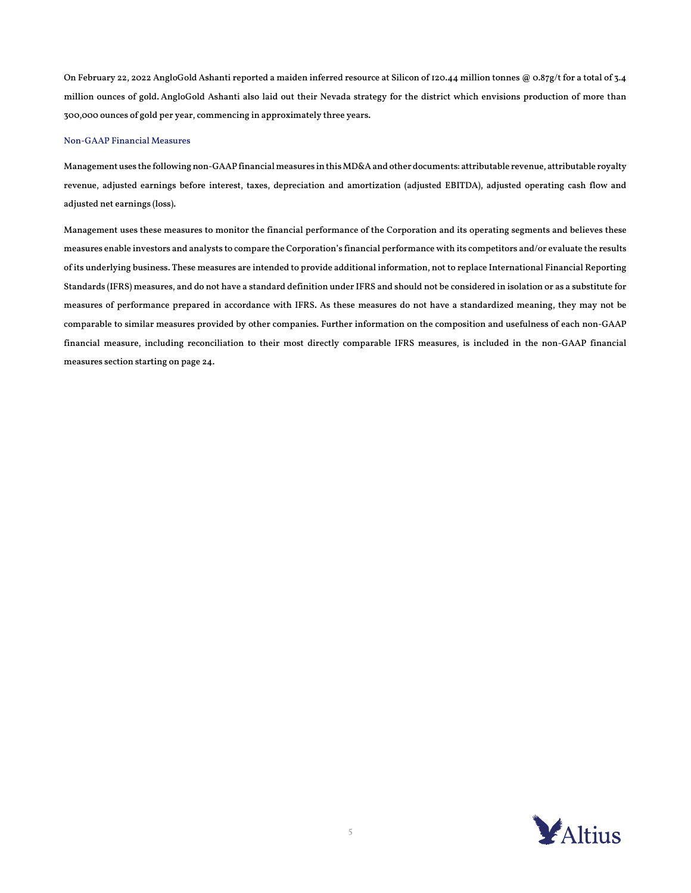On February 22, 2022 AngloGold Ashanti reported a maiden inferred resource at Silicon of 120.44 million tonnes @ 0.87g/t for a total of 3.4 million ounces of gold. AngloGold Ashanti also laid out their Nevada strategy for the district which envisions production of more than 300,000 ounces of gold per year, commencing in approximately three years.

### Non-GAAP Financial Measures

Management uses the following non-GAAP financial measures in this MD&A and other documents: attributable revenue, attributable royalty revenue, adjusted earnings before interest, taxes, depreciation and amortization (adjusted EBITDA), adjusted operating cash flow and adjusted net earnings (loss).

Management uses these measures to monitor the financial performance of the Corporation and its operating segments and believes these measures enable investors and analysts to compare the Corporation's financial performance with its competitors and/or evaluate the results of its underlying business. These measures are intended to provide additional information, not to replace International Financial Reporting Standards (IFRS) measures, and do not have a standard definition under IFRS and should not be considered in isolation or as a substitute for measures of performance prepared in accordance with IFRS. As these measures do not have a standardized meaning, they may not be comparable to similar measures provided by other companies. Further information on the composition and usefulness of each non-GAAP financial measure, including reconciliation to their most directly comparable IFRS measures, is included in the non-GAAP financial measures section starting on page 24.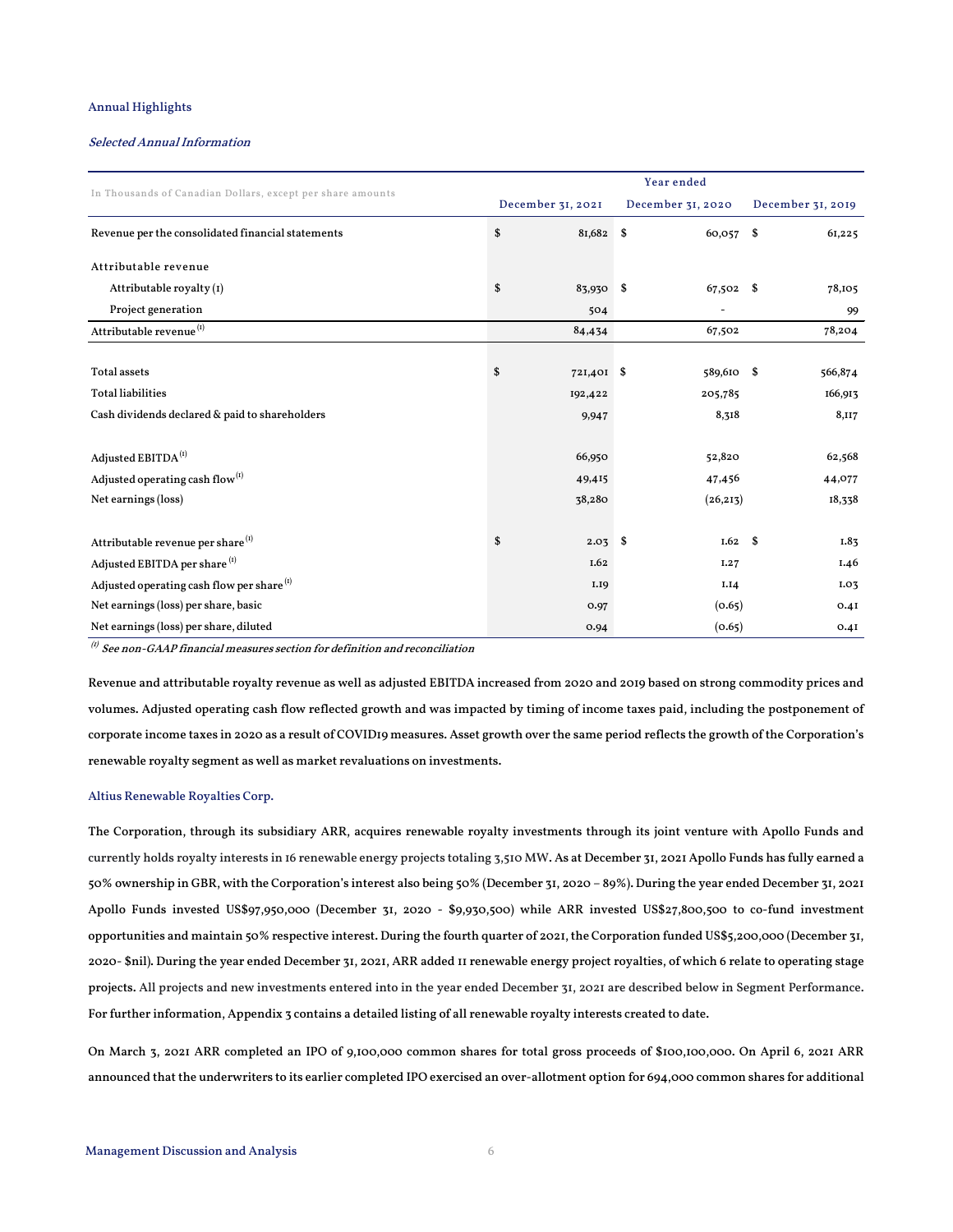## Annual Highlights

### *Selected Annual Information*

| In Thousands of Canadian Dollars, except per share amounts | Year ended December 31, 2021 | December 31, 2020 | December 31, 2019 |
|---|---|---|---|
| Revenue per the consolidated financial statements | $ 81,682 | $ 60,057 | $ 61,225 |
| Attributable revenue | | | |
| Attributable royalty (1) | $ 83,930 | $ 67,502 | $ 78,105 |
| Project generation | 504 | - | 99 |
| Attributable revenue [(1)] | 84,434 | 67,502 | 78,204 |
| Total assets | $ 721,401 | $ 589,610 | $ 566,874 |
| Total liabilities | 192,422 | 205,785 | 166,913 |
| Cash dividends declared & paid to shareholders | 9,947 | 8,318 | 8,117 |
| Adjusted EBITDA [(1)] | 66,950 | 52,820 | 62,568 |
| Adjusted operating cash flow [(1)] | 49,415 | 47,456 | 44,077 |
| Net earnings (loss) | 38,280 | (26,213) | 18,338 |
| Attributable revenue per share [(1)] | $ 2.03 | $ 1.62 | $ 1.83 |
| Adjusted EBITDA per share [(1)] | 1.62 | 1.27 | 1.46 |
| Adjusted operating cash flow per share [(1)] | 1.19 | 1.14 | 1.03 |
| Net earnings (loss) per share, basic | 0.97 | (0.65) | 0.41 |
| Net earnings (loss) per share, diluted | 0.94 | (0.65) | 0.41 |

[(1)] *See non-GAAP financial measures section for definition and reconciliation*

Revenue and attributable royalty revenue as well as adjusted EBITDA increased from 2020 and 2019 based on strong commodity prices and volumes. Adjusted operating cash flow reflected growth and was impacted by timing of income taxes paid, including the postponement of corporate income taxes in 2020 as a result of COVID19 measures. Asset growth over the same period reflects the growth of the Corporation's renewable royalty segment as well as market revaluations on investments.

## Altius Renewable Royalties Corp.

The Corporation, through its subsidiary ARR, acquires renewable royalty investments through its joint venture with Apollo Funds and currently holds royalty interests in 16 renewable energy projects totaling 3,510 MW. As at December 31, 2021 Apollo Funds has fully earned a 50% ownership in GBR, with the Corporation's interest also being 50% (December 31, 2020 – 89%). During the year ended December 31, 2021 Apollo Funds invested US$97,950,000 (December 31, 2020 - $9,930,500) while ARR invested US$27,800,500 to co-fund investment opportunities and maintain 50% respective interest. During the fourth quarter of 2021, the Corporation funded US$5,200,000 (December 31, 2020- $nil). During the year ended December 31, 2021, ARR added 11 renewable energy project royalties, of which 6 relate to operating stage projects. All projects and new investments entered into in the year ended December 31, 2021 are described below in Segment Performance. For further information, Appendix 3 contains a detailed listing of all renewable royalty interests created to date.

On March 3, 2021 ARR completed an IPO of 9,100,000 common shares for total gross proceeds of $100,100,000. On April 6, 2021 ARR announced that the underwriters to its earlier completed IPO exercised an over-allotment option for 694,000 common shares for additional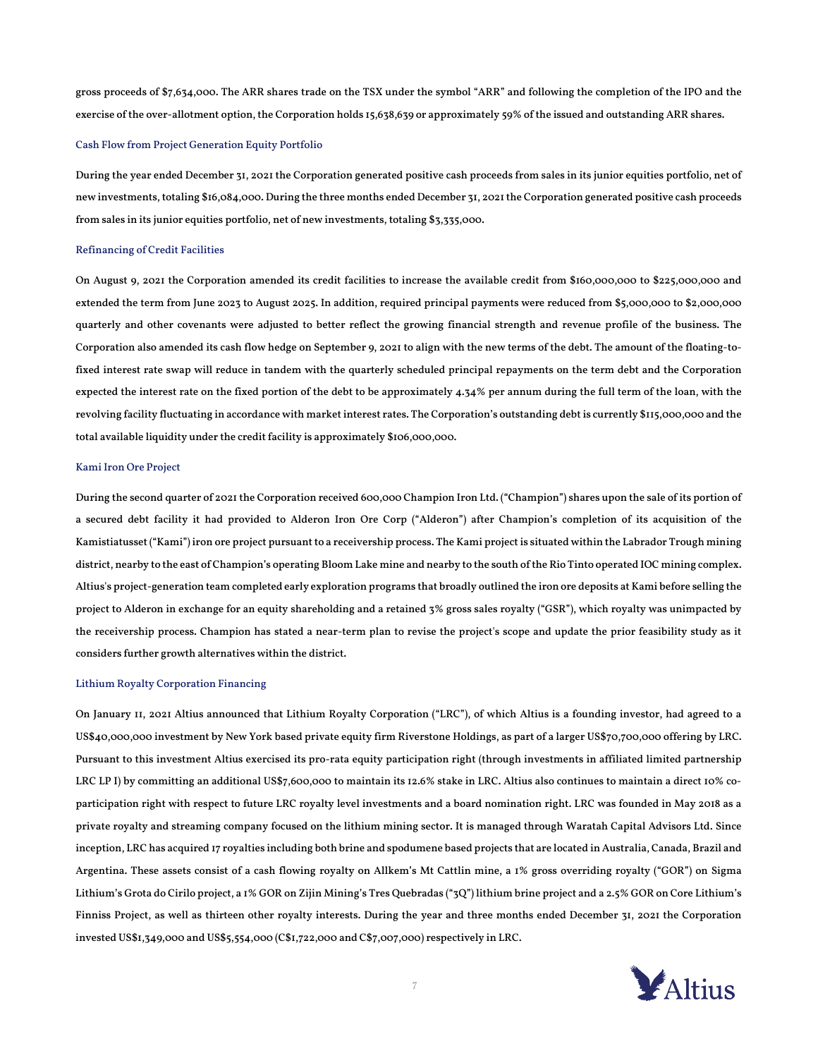gross proceeds of $7,634,000. The ARR shares trade on the TSX under the symbol "ARR" and following the completion of the IPO and the exercise of the over-allotment option, the Corporation holds 15,638,639 or approximately 59% of the issued and outstanding ARR shares.

### Cash Flow from Project Generation Equity Portfolio

During the year ended December 31, 2021 the Corporation generated positive cash proceeds from sales in its junior equities portfolio, net of new investments, totaling $16,084,000. During the three months ended December 31, 2021 the Corporation generated positive cash proceeds from sales in its junior equities portfolio, net of new investments, totaling $3,335,000.

### Refinancing of Credit Facilities

On August 9, 2021 the Corporation amended its credit facilities to increase the available credit from $160,000,000 to $225,000,000 and extended the term from June 2023 to August 2025. In addition, required principal payments were reduced from $5,000,000 to $2,000,000 quarterly and other covenants were adjusted to better reflect the growing financial strength and revenue profile of the business. The Corporation also amended its cash flow hedge on September 9, 2021 to align with the new terms of the debt. The amount of the floating-to-fixed interest rate swap will reduce in tandem with the quarterly scheduled principal repayments on the term debt and the Corporation expected the interest rate on the fixed portion of the debt to be approximately 4.34% per annum during the full term of the loan, with the revolving facility fluctuating in accordance with market interest rates. The Corporation's outstanding debt is currently $115,000,000 and the total available liquidity under the credit facility is approximately $106,000,000.

### Kami Iron Ore Project

During the second quarter of 2021 the Corporation received 600,000 Champion Iron Ltd. ("Champion") shares upon the sale of its portion of a secured debt facility it had provided to Alderon Iron Ore Corp ("Alderon") after Champion's completion of its acquisition of the Kamistiatusset ("Kami") iron ore project pursuant to a receivership process. The Kami project is situated within the Labrador Trough mining district, nearby to the east of Champion's operating Bloom Lake mine and nearby to the south of the Rio Tinto operated IOC mining complex. Altius's project-generation team completed early exploration programs that broadly outlined the iron ore deposits at Kami before selling the project to Alderon in exchange for an equity shareholding and a retained 3% gross sales royalty ("GSR"), which royalty was unimpacted by the receivership process. Champion has stated a near-term plan to revise the project's scope and update the prior feasibility study as it considers further growth alternatives within the district.

### Lithium Royalty Corporation Financing

On January 11, 2021 Altius announced that Lithium Royalty Corporation ("LRC"), of which Altius is a founding investor, had agreed to a US$40,000,000 investment by New York based private equity firm Riverstone Holdings, as part of a larger US$70,700,000 offering by LRC. Pursuant to this investment Altius exercised its pro-rata equity participation right (through investments in affiliated limited partnership LRC LP I) by committing an additional US$7,600,000 to maintain its 12.6% stake in LRC. Altius also continues to maintain a direct 10% co-participation right with respect to future LRC royalty level investments and a board nomination right. LRC was founded in May 2018 as a private royalty and streaming company focused on the lithium mining sector. It is managed through Waratah Capital Advisors Ltd. Since inception, LRC has acquired 17 royalties including both brine and spodumene based projects that are located in Australia, Canada, Brazil and Argentina. These assets consist of a cash flowing royalty on Allkem's Mt Cattlin mine, a 1% gross overriding royalty ("GOR") on Sigma Lithium's Grota do Cirilo project, a 1% GOR on Zijin Mining's Tres Quebradas ("3Q") lithium brine project and a 2.5% GOR on Core Lithium's Finniss Project, as well as thirteen other royalty interests. During the year and three months ended December 31, 2021 the Corporation invested US$1,349,000 and US$5,554,000 (C$1,722,000 and C$7,007,000) respectively in LRC.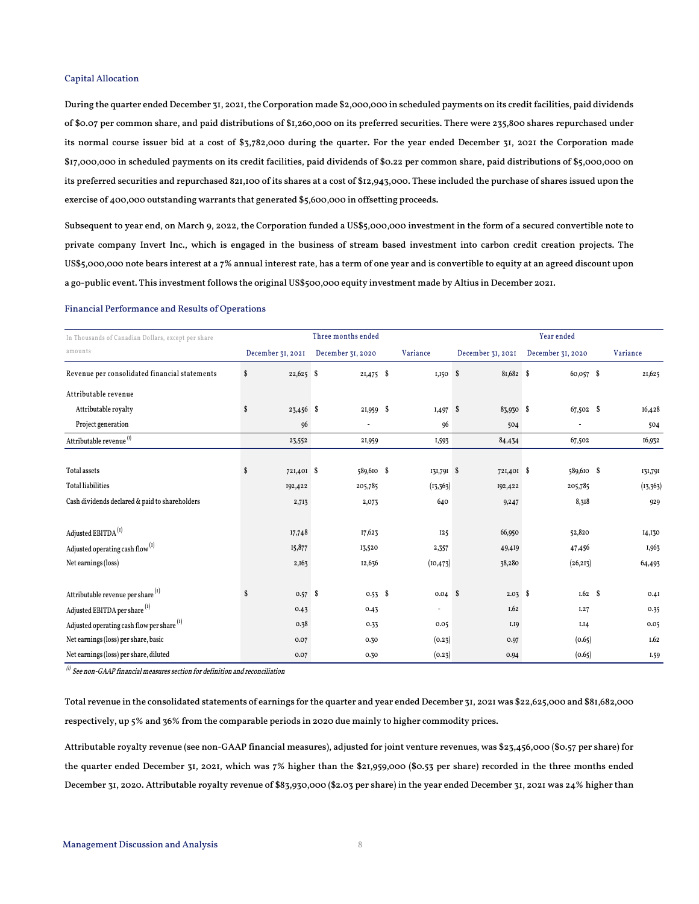## Capital Allocation

During the quarter ended December 31, 2021, the Corporation made $2,000,000 in scheduled payments on its credit facilities, paid dividends of $0.07 per common share, and paid distributions of $1,260,000 on its preferred securities. There were 235,800 shares repurchased under its normal course issuer bid at a cost of $3,782,000 during the quarter. For the year ended December 31, 2021 the Corporation made $17,000,000 in scheduled payments on its credit facilities, paid dividends of $0.22 per common share, paid distributions of $5,000,000 on its preferred securities and repurchased 821,100 of its shares at a cost of $12,943,000. These included the purchase of shares issued upon the exercise of 400,000 outstanding warrants that generated $5,600,000 in offsetting proceeds.

Subsequent to year end, on March 9, 2022, the Corporation funded a US$5,000,000 investment in the form of a secured convertible note to private company Invert Inc., which is engaged in the business of stream based investment into carbon credit creation projects. The US$5,000,000 note bears interest at a 7% annual interest rate, has a term of one year and is convertible to equity at an agreed discount upon a go-public event. This investment follows the original US$500,000 equity investment made by Altius in December 2021.

## Financial Performance and Results of Operations

| In Thousands of Canadian Dollars, except per share amounts | Three months ended | | | Year ended | | |
|---|---|---|---|---|---|---|
| | December 31, 2021 | December 31, 2020 | Variance | December 31, 2021 | December 31, 2020 | Variance |
| Revenue per consolidated financial statements | $ 22,625 | $ 21,475 | $ 1,150 | $ 81,682 | $ 60,057 | $ 21,625 |
| Attributable revenue | | | | | | |
| Attributable royalty | $ 23,456 | $ 21,959 | $ 1,497 | $ 83,930 | $ 67,502 | $ 16,428 |
| Project generation | 96 | - | 96 | 504 | - | 504 |
| Attributable revenue (1) | 23,552 | 21,959 | 1,593 | 84,434 | 67,502 | 16,932 |
| Total assets | $ 721,401 | $ 589,610 | $ 131,791 | $ 721,401 | $ 589,610 | $ 131,791 |
| Total liabilities | 192,422 | 205,785 | (13,363) | 192,422 | 205,785 | (13,363) |
| Cash dividends declared & paid to shareholders | 2,713 | 2,073 | 640 | 9,247 | 8,318 | 929 |
| Adjusted EBITDA (1) | 17,748 | 17,623 | 125 | 66,950 | 52,820 | 14,130 |
| Adjusted operating cash flow (1) | 15,877 | 13,520 | 2,357 | 49,419 | 47,456 | 1,963 |
| Net earnings (loss) | 2,163 | 12,636 | (10,473) | 38,280 | (26,213) | 64,493 |
| Attributable revenue per share (1) | $ 0.57 | $ 0.53 | $ 0.04 | $ 2.03 | $ 1.62 | $ 0.41 |
| Adjusted EBITDA per share (1) | 0.43 | 0.43 | - | 1.62 | 1.27 | 0.35 |
| Adjusted operating cash flow per share (1) | 0.38 | 0.33 | 0.05 | 1.19 | 1.14 | 0.05 |
| Net earnings (loss) per share, basic | 0.07 | 0.30 | (0.23) | 0.97 | (0.65) | 1.62 |
| Net earnings (loss) per share, diluted | 0.07 | 0.30 | (0.23) | 0.94 | (0.65) | 1.59 |

(1) *See non-GAAP financial measures section for definition and reconciliation*

Total revenue in the consolidated statements of earnings for the quarter and year ended December 31, 2021 was $22,625,000 and $81,682,000 respectively, up 5% and 36% from the comparable periods in 2020 due mainly to higher commodity prices.

Attributable royalty revenue (see non-GAAP financial measures), adjusted for joint venture revenues, was $23,456,000 ($0.57 per share) for the quarter ended December 31, 2021, which was 7% higher than the $21,959,000 ($0.53 per share) recorded in the three months ended December 31, 2020. Attributable royalty revenue of $83,930,000 ($2.03 per share) in the year ended December 31, 2021 was 24% higher than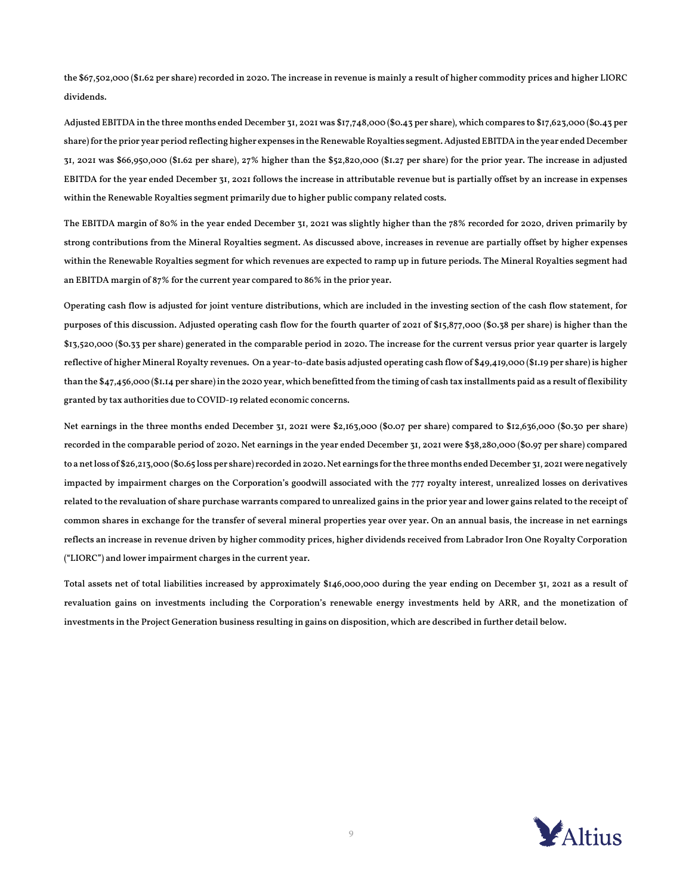the $67,502,000 ($1.62 per share) recorded in 2020. The increase in revenue is mainly a result of higher commodity prices and higher LIORC dividends.

Adjusted EBITDA in the three months ended December 31, 2021 was $17,748,000 ($0.43 per share), which compares to $17,623,000 ($0.43 per share) for the prior year period reflecting higher expenses in the Renewable Royalties segment. Adjusted EBITDA in the year ended December 31, 2021 was $66,950,000 ($1.62 per share), 27% higher than the $52,820,000 ($1.27 per share) for the prior year. The increase in adjusted EBITDA for the year ended December 31, 2021 follows the increase in attributable revenue but is partially offset by an increase in expenses within the Renewable Royalties segment primarily due to higher public company related costs.

The EBITDA margin of 80% in the year ended December 31, 2021 was slightly higher than the 78% recorded for 2020, driven primarily by strong contributions from the Mineral Royalties segment. As discussed above, increases in revenue are partially offset by higher expenses within the Renewable Royalties segment for which revenues are expected to ramp up in future periods. The Mineral Royalties segment had an EBITDA margin of 87% for the current year compared to 86% in the prior year.

Operating cash flow is adjusted for joint venture distributions, which are included in the investing section of the cash flow statement, for purposes of this discussion. Adjusted operating cash flow for the fourth quarter of 2021 of $15,877,000 ($0.38 per share) is higher than the $13,520,000 ($0.33 per share) generated in the comparable period in 2020. The increase for the current versus prior year quarter is largely reflective of higher Mineral Royalty revenues. On a year-to-date basis adjusted operating cash flow of $49,419,000 ($1.19 per share) is higher than the $47,456,000 ($1.14 per share) in the 2020 year, which benefitted from the timing of cash tax installments paid as a result of flexibility granted by tax authorities due to COVID-19 related economic concerns.

Net earnings in the three months ended December 31, 2021 were $2,163,000 ($0.07 per share) compared to $12,636,000 ($0.30 per share) recorded in the comparable period of 2020. Net earnings in the year ended December 31, 2021 were $38,280,000 ($0.97 per share) compared to a net loss of $26,213,000 ($0.65 loss per share) recorded in 2020. Net earnings for the three months ended December 31, 2021 were negatively impacted by impairment charges on the Corporation's goodwill associated with the 777 royalty interest, unrealized losses on derivatives related to the revaluation of share purchase warrants compared to unrealized gains in the prior year and lower gains related to the receipt of common shares in exchange for the transfer of several mineral properties year over year. On an annual basis, the increase in net earnings reflects an increase in revenue driven by higher commodity prices, higher dividends received from Labrador Iron One Royalty Corporation ("LIORC") and lower impairment charges in the current year.

Total assets net of total liabilities increased by approximately $146,000,000 during the year ending on December 31, 2021 as a result of revaluation gains on investments including the Corporation's renewable energy investments held by ARR, and the monetization of investments in the Project Generation business resulting in gains on disposition, which are described in further detail below.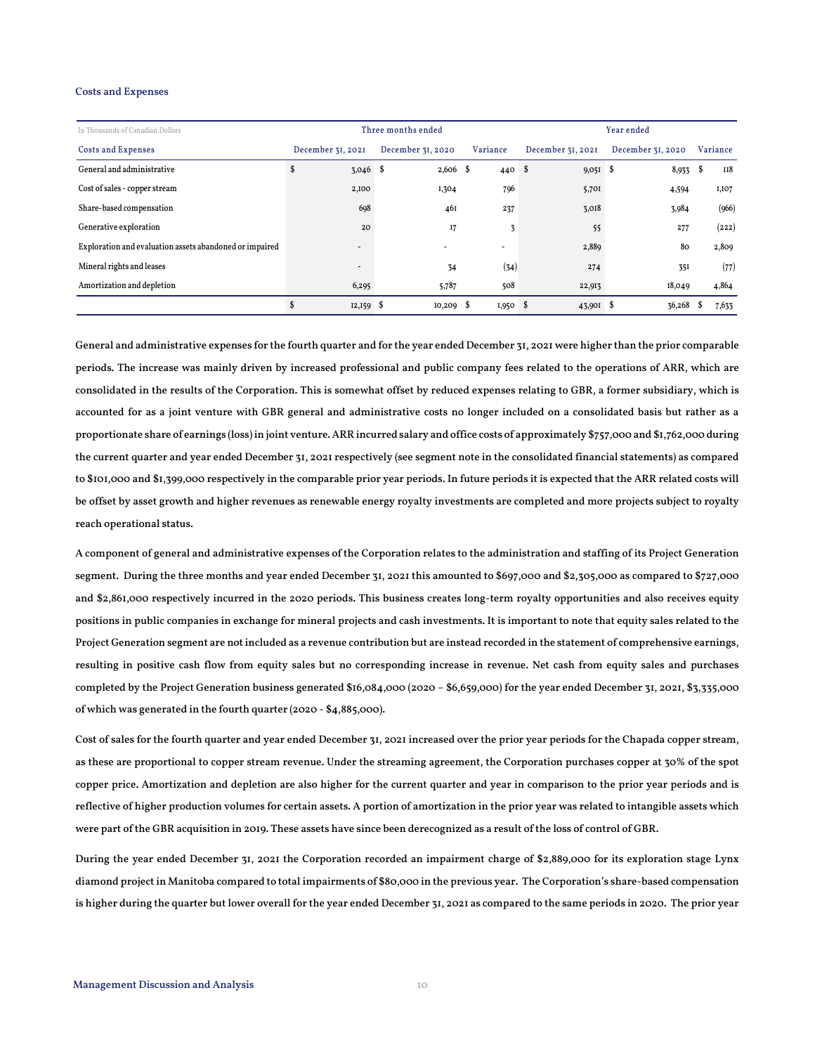### Costs and Expenses

| In Thousands of Canadian Dollars | Three months ended | | | Year ended | | |
|---|---|---|---|---|---|---|
| Costs and Expenses | December 31, 2021 | December 31, 2020 | Variance | December 31, 2021 | December 31, 2020 | Variance |
| General and administrative | $ 3,046 | $ 2,606 | $ 440 | $ 9,051 | $ 8,933 | $ 118 |
| Cost of sales - copper stream | 2,100 | 1,304 | 796 | 5,701 | 4,594 | 1,107 |
| Share-based compensation | 698 | 461 | 237 | 3,018 | 3,984 | (966) |
| Generative exploration | 20 | 17 | 3 | 55 | 277 | (222) |
| Exploration and evaluation assets abandoned or impaired | - | - | - | 2,889 | 80 | 2,809 |
| Mineral rights and leases | - | 34 | (34) | 274 | 351 | (77) |
| Amortization and depletion | 6,295 | 5,787 | 508 | 22,913 | 18,049 | 4,864 |
| | $ 12,159 | $ 10,209 | $ 1,950 | $ 43,901 | $ 36,268 | $ 7,633 |

General and administrative expenses for the fourth quarter and for the year ended December 31, 2021 were higher than the prior comparable periods. The increase was mainly driven by increased professional and public company fees related to the operations of ARR, which are consolidated in the results of the Corporation. This is somewhat offset by reduced expenses relating to GBR, a former subsidiary, which is accounted for as a joint venture with GBR general and administrative costs no longer included on a consolidated basis but rather as a proportionate share of earnings (loss) in joint venture. ARR incurred salary and office costs of approximately $757,000 and $1,762,000 during the current quarter and year ended December 31, 2021 respectively (see segment note in the consolidated financial statements) as compared to $101,000 and $1,399,000 respectively in the comparable prior year periods. In future periods it is expected that the ARR related costs will be offset by asset growth and higher revenues as renewable energy royalty investments are completed and more projects subject to royalty reach operational status.

A component of general and administrative expenses of the Corporation relates to the administration and staffing of its Project Generation segment. During the three months and year ended December 31, 2021 this amounted to $697,000 and $2,305,000 as compared to $727,000 and $2,861,000 respectively incurred in the 2020 periods. This business creates long-term royalty opportunities and also receives equity positions in public companies in exchange for mineral projects and cash investments. It is important to note that equity sales related to the Project Generation segment are not included as a revenue contribution but are instead recorded in the statement of comprehensive earnings, resulting in positive cash flow from equity sales but no corresponding increase in revenue. Net cash from equity sales and purchases completed by the Project Generation business generated $16,084,000 (2020 – $6,659,000) for the year ended December 31, 2021, $3,335,000 of which was generated in the fourth quarter (2020 - $4,885,000).

Cost of sales for the fourth quarter and year ended December 31, 2021 increased over the prior year periods for the Chapada copper stream, as these are proportional to copper stream revenue. Under the streaming agreement, the Corporation purchases copper at 30% of the spot copper price. Amortization and depletion are also higher for the current quarter and year in comparison to the prior year periods and is reflective of higher production volumes for certain assets. A portion of amortization in the prior year was related to intangible assets which were part of the GBR acquisition in 2019. These assets have since been derecognized as a result of the loss of control of GBR.

During the year ended December 31, 2021 the Corporation recorded an impairment charge of $2,889,000 for its exploration stage Lynx diamond project in Manitoba compared to total impairments of $80,000 in the previous year. The Corporation's share-based compensation is higher during the quarter but lower overall for the year ended December 31, 2021 as compared to the same periods in 2020. The prior year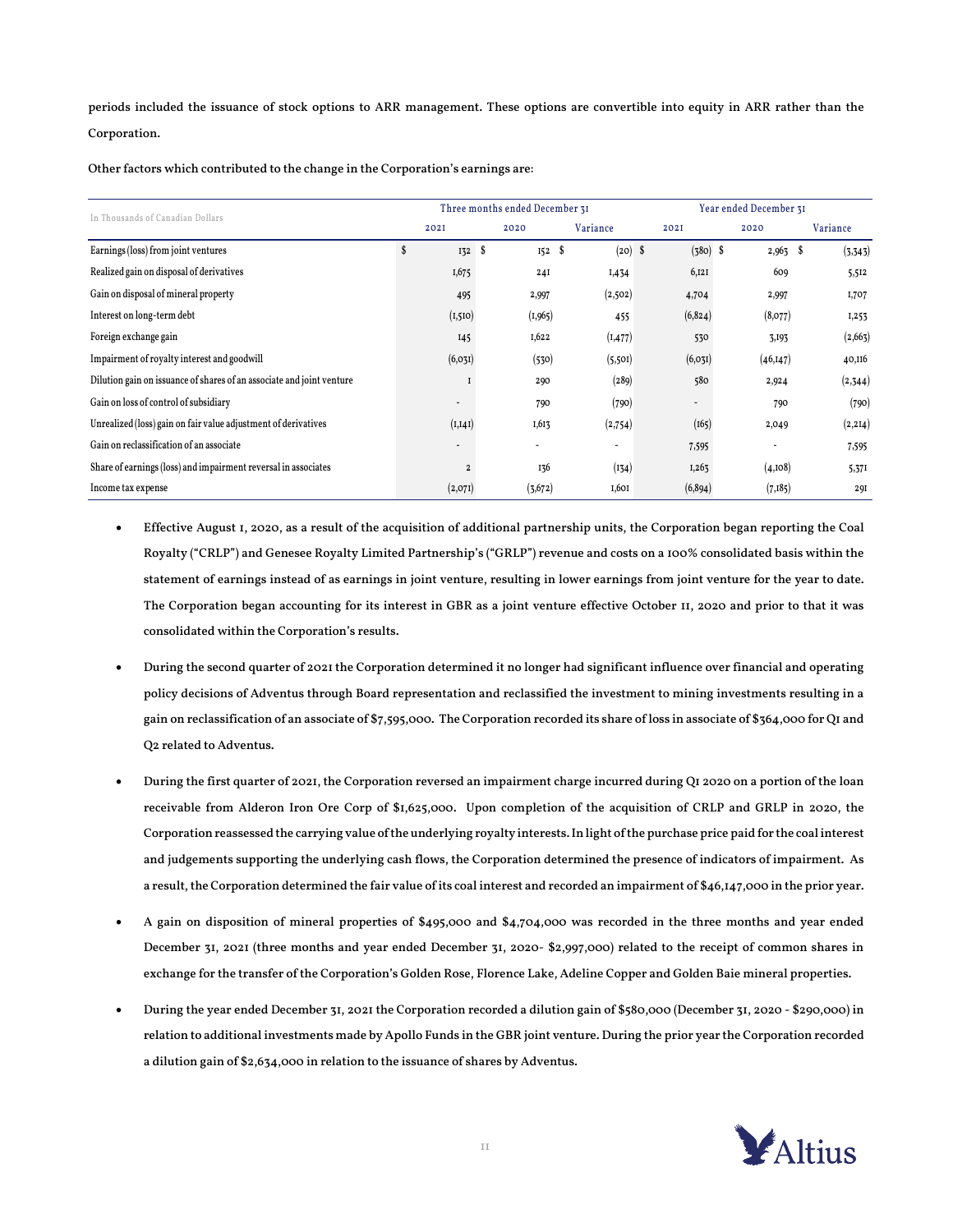periods included the issuance of stock options to ARR management. These options are convertible into equity in ARR rather than the Corporation.

Other factors which contributed to the change in the Corporation's earnings are:

| In Thousands of Canadian Dollars | Three months ended December 31 | | | Year ended December 31 | | |
|---|---|---|---|---|---|---|
| | 2021 | 2020 | Variance | 2021 | 2020 | Variance |
| Earnings (loss) from joint ventures | $ 132 | $ 152 | $ (20) | $ (380) | $ 2,963 | $ (3,343) |
| Realized gain on disposal of derivatives | 1,675 | 241 | 1,434 | 6,121 | 609 | 5,512 |
| Gain on disposal of mineral property | 495 | 2,997 | (2,502) | 4,704 | 2,997 | 1,707 |
| Interest on long-term debt | (1,510) | (1,965) | 455 | (6,824) | (8,077) | 1,253 |
| Foreign exchange gain | 145 | 1,622 | (1,477) | 530 | 3,193 | (2,663) |
| Impairment of royalty interest and goodwill | (6,031) | (530) | (5,501) | (6,031) | (46,147) | 40,116 |
| Dilution gain on issuance of shares of an associate and joint venture | 1 | 290 | (289) | 580 | 2,924 | (2,344) |
| Gain on loss of control of subsidiary | - | 790 | (790) | - | 790 | (790) |
| Unrealized (loss) gain on fair value adjustment of derivatives | (1,141) | 1,613 | (2,754) | (165) | 2,049 | (2,214) |
| Gain on reclassification of an associate | - | - | - | 7,595 | - | 7,595 |
| Share of earnings (loss) and impairment reversal in associates | 2 | 136 | (134) | 1,263 | (4,108) | 5,371 |
| Income tax expense | (2,071) | (3,672) | 1,601 | (6,894) | (7,185) | 291 |

- Effective August 1, 2020, as a result of the acquisition of additional partnership units, the Corporation began reporting the Coal Royalty ("CRLP") and Genesee Royalty Limited Partnership's ("GRLP") revenue and costs on a 100% consolidated basis within the statement of earnings instead of as earnings in joint venture, resulting in lower earnings from joint venture for the year to date. The Corporation began accounting for its interest in GBR as a joint venture effective October 11, 2020 and prior to that it was consolidated within the Corporation's results.

- During the second quarter of 2021 the Corporation determined it no longer had significant influence over financial and operating policy decisions of Adventus through Board representation and reclassified the investment to mining investments resulting in a gain on reclassification of an associate of $7,595,000. The Corporation recorded its share of loss in associate of $364,000 for Q1 and Q2 related to Adventus.

- During the first quarter of 2021, the Corporation reversed an impairment charge incurred during Q1 2020 on a portion of the loan receivable from Alderon Iron Ore Corp of $1,625,000. Upon completion of the acquisition of CRLP and GRLP in 2020, the Corporation reassessed the carrying value of the underlying royalty interests. In light of the purchase price paid for the coal interest and judgements supporting the underlying cash flows, the Corporation determined the presence of indicators of impairment. As a result, the Corporation determined the fair value of its coal interest and recorded an impairment of $46,147,000 in the prior year.

- A gain on disposition of mineral properties of $495,000 and $4,704,000 was recorded in the three months and year ended December 31, 2021 (three months and year ended December 31, 2020- $2,997,000) related to the receipt of common shares in exchange for the transfer of the Corporation's Golden Rose, Florence Lake, Adeline Copper and Golden Baie mineral properties.

- During the year ended December 31, 2021 the Corporation recorded a dilution gain of $580,000 (December 31, 2020 - $290,000) in relation to additional investments made by Apollo Funds in the GBR joint venture. During the prior year the Corporation recorded a dilution gain of $2,634,000 in relation to the issuance of shares by Adventus.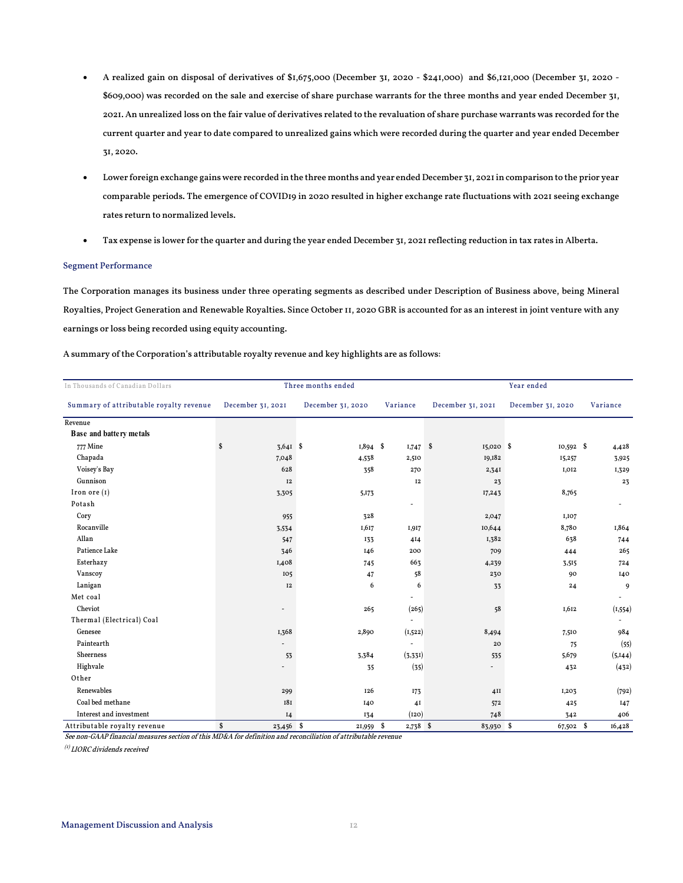- A realized gain on disposal of derivatives of $1,675,000 (December 31, 2020 - $241,000) and $6,121,000 (December 31, 2020 - $609,000) was recorded on the sale and exercise of share purchase warrants for the three months and year ended December 31, 2021. An unrealized loss on the fair value of derivatives related to the revaluation of share purchase warrants was recorded for the current quarter and year to date compared to unrealized gains which were recorded during the quarter and year ended December 31, 2020.

- Lower foreign exchange gains were recorded in the three months and year ended December 31, 2021 in comparison to the prior year comparable periods. The emergence of COVID19 in 2020 resulted in higher exchange rate fluctuations with 2021 seeing exchange rates return to normalized levels.

- Tax expense is lower for the quarter and during the year ended December 31, 2021 reflecting reduction in tax rates in Alberta.

### Segment Performance

The Corporation manages its business under three operating segments as described under Description of Business above, being Mineral Royalties, Project Generation and Renewable Royalties. Since October 11, 2020 GBR is accounted for as an interest in joint venture with any earnings or loss being recorded using equity accounting.

A summary of the Corporation's attributable royalty revenue and key highlights are as follows:

| In Thousands of Canadian Dollars | Three months ended | | | Year ended | | |
|---|---|---|---|---|---|---|
| Summary of attributable royalty revenue | December 31, 2021 | December 31, 2020 | Variance | December 31, 2021 | December 31, 2020 | Variance |
| Revenue | | | | | | |
| **Base and battery metals** | | | | | | |
| 777 Mine | $ 3,641 | $ 1,894 | $ 1,747 | $ 15,020 | $ 10,592 | $ 4,428 |
| Chapada | 7,048 | 4,538 | 2,510 | 19,182 | 15,257 | 3,925 |
| Voisey's Bay | 628 | 358 | 270 | 2,341 | 1,012 | 1,329 |
| Gunnison | 12 | | 12 | 23 | | 23 |
| Iron ore (1) | 3,305 | 5,173 | | 17,243 | 8,765 | |
| Potash | | | - | | | - |
| Cory | 955 | 328 | | 2,047 | 1,107 | |
| Rocanville | 3,534 | 1,617 | 1,917 | 10,644 | 8,780 | 1,864 |
| Allan | 547 | 133 | 414 | 1,382 | 638 | 744 |
| Patience Lake | 346 | 146 | 200 | 709 | 444 | 265 |
| Esterhazy | 1,408 | 745 | 663 | 4,239 | 3,515 | 724 |
| Vanscoy | 105 | 47 | 58 | 230 | 90 | 140 |
| Lanigan | 12 | 6 | 6 | 33 | 24 | 9 |
| Met coal | | | - | | | - |
| Cheviot | - | 265 | (265) | 58 | 1,612 | (1,554) |
| Thermal (Electrical) Coal | | | - | | | - |
| Genesee | 1,368 | 2,890 | (1,522) | 8,494 | 7,510 | 984 |
| Paintearth | - | | - | 20 | 75 | (55) |
| Sheerness | 53 | 3,384 | (3,331) | 535 | 5,679 | (5,144) |
| Highvale | - | 35 | (35) | - | 432 | (432) |
| Other | | | | | | |
| Renewables | 299 | 126 | 173 | 411 | 1,203 | (792) |
| Coal bed methane | 181 | 140 | 41 | 572 | 425 | 147 |
| Interest and investment | 14 | 134 | (120) | 748 | 342 | 406 |
| Attributable royalty revenue | $ 23,456 | $ 21,959 | $ 2,738 | $ 83,930 | $ 67,502 | $ 16,428 |

*See non-GAAP financial measures section of this MD&A for definition and reconciliation of attributable revenue*

*(1) LIORC dividends received*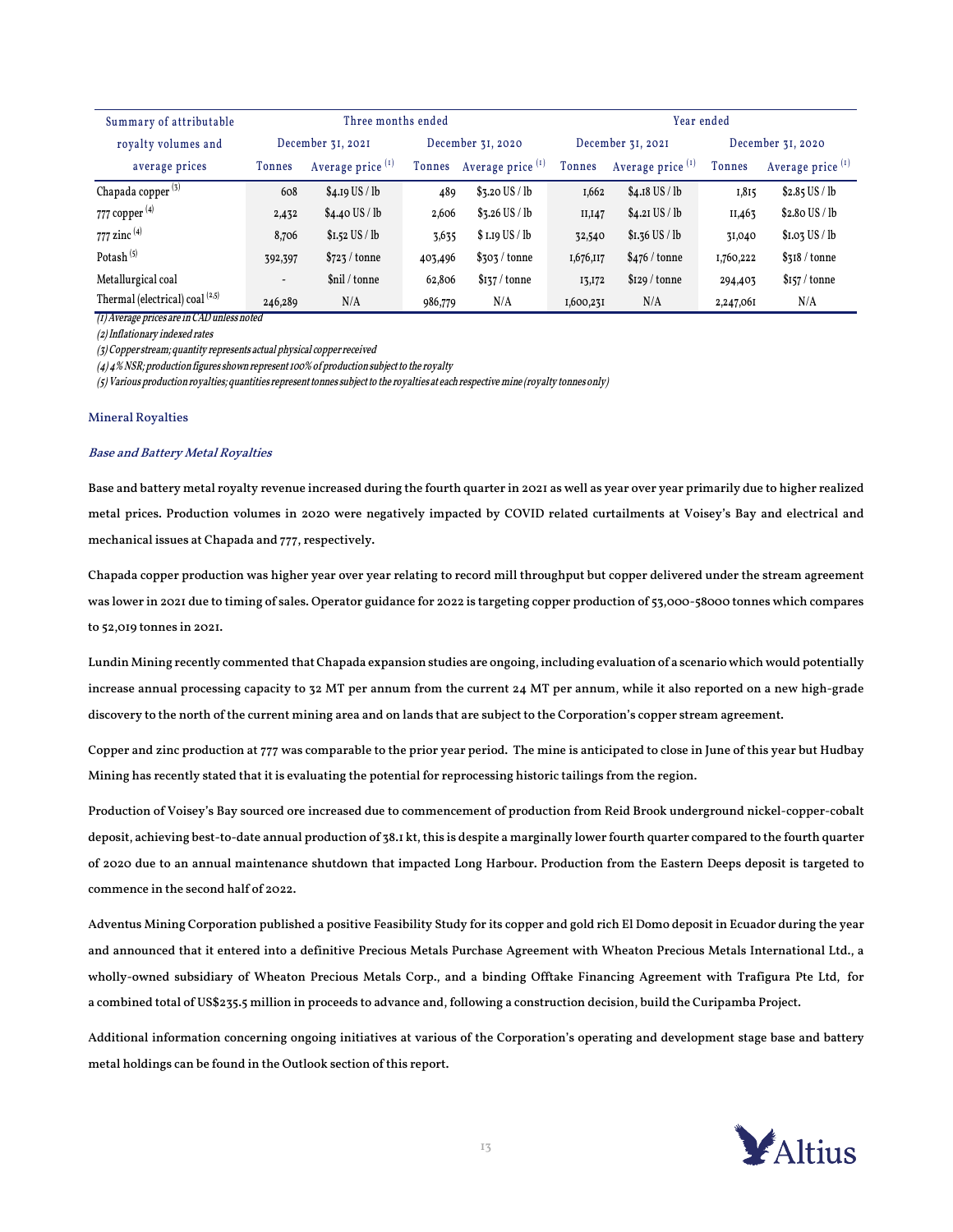| Summary of attributable royalty volumes and average prices | Three months ended December 31, 2021 | | December 31, 2020 | | Year ended December 31, 2021 | | December 31, 2020 | |
|---|---|---|---|---|---|---|---|---|
| | Tonnes | Average price [1] | Tonnes | Average price [1] | Tonnes | Average price [1] | Tonnes | Average price [1] |
| Chapada copper [3] | 608 | $4.19 US / lb | 489 | $3.20 US / lb | 1,662 | $4.18 US / lb | 1,815 | $2.85 US / lb |
| 777 copper [4] | 2,432 | $4.40 US / lb | 2,606 | $3.26 US / lb | 11,147 | $4.21 US / lb | 11,463 | $2.80 US / lb |
| 777 zinc [4] | 8,706 | $1.52 US / lb | 3,635 | $ 1.19 US / lb | 32,540 | $1.36 US / lb | 31,040 | $1.03 US / lb |
| Potash [5] | 392,397 | $723 / tonne | 403,496 | $303 / tonne | 1,676,117 | $476 / tonne | 1,760,222 | $318 / tonne |
| Metallurgical coal | - | $nil / tonne | 62,806 | $137 / tonne | 13,172 | $129 / tonne | 294,403 | $157 / tonne |
| Thermal (electrical) coal [2,5] | 246,289 | N/A | 986,779 | N/A | 1,600,231 | N/A | 2,247,061 | N/A |

*(1) Average prices are in CAD unless noted*
*(2) Inflationary indexed rates*
*(3) Copper stream; quantity represents actual physical copper received*
*(4) 4% NSR; production figures shown represent 100% of production subject to the royalty*
*(5) Various production royalties; quantities represent tonnes subject to the royalties at each respective mine (royalty tonnes only)*

## Mineral Royalties

### *Base and Battery Metal Royalties*

Base and battery metal royalty revenue increased during the fourth quarter in 2021 as well as year over year primarily due to higher realized metal prices. Production volumes in 2020 were negatively impacted by COVID related curtailments at Voisey's Bay and electrical and mechanical issues at Chapada and 777, respectively.

Chapada copper production was higher year over year relating to record mill throughput but copper delivered under the stream agreement was lower in 2021 due to timing of sales. Operator guidance for 2022 is targeting copper production of 53,000-58000 tonnes which compares to 52,019 tonnes in 2021.

Lundin Mining recently commented that Chapada expansion studies are ongoing, including evaluation of a scenario which would potentially increase annual processing capacity to 32 MT per annum from the current 24 MT per annum, while it also reported on a new high-grade discovery to the north of the current mining area and on lands that are subject to the Corporation's copper stream agreement.

Copper and zinc production at 777 was comparable to the prior year period. The mine is anticipated to close in June of this year but Hudbay Mining has recently stated that it is evaluating the potential for reprocessing historic tailings from the region.

Production of Voisey's Bay sourced ore increased due to commencement of production from Reid Brook underground nickel-copper-cobalt deposit, achieving best-to-date annual production of 38.1 kt, this is despite a marginally lower fourth quarter compared to the fourth quarter of 2020 due to an annual maintenance shutdown that impacted Long Harbour. Production from the Eastern Deeps deposit is targeted to commence in the second half of 2022.

Adventus Mining Corporation published a positive Feasibility Study for its copper and gold rich El Domo deposit in Ecuador during the year and announced that it entered into a definitive Precious Metals Purchase Agreement with Wheaton Precious Metals International Ltd., a wholly-owned subsidiary of Wheaton Precious Metals Corp., and a binding Offtake Financing Agreement with Trafigura Pte Ltd, for a combined total of US$235.5 million in proceeds to advance and, following a construction decision, build the Curipamba Project.

Additional information concerning ongoing initiatives at various of the Corporation's operating and development stage base and battery metal holdings can be found in the Outlook section of this report.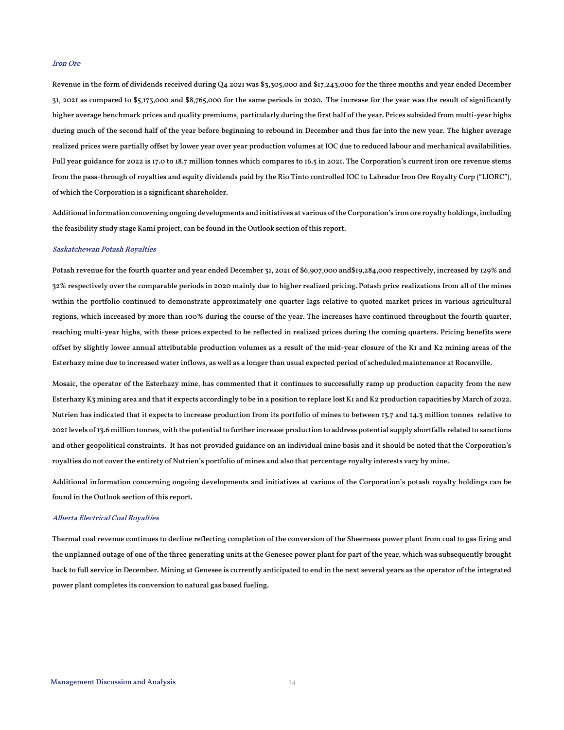### *Iron Ore*

Revenue in the form of dividends received during Q4 2021 was $3,305,000 and $17,243,000 for the three months and year ended December 31, 2021 as compared to $5,173,000 and $8,765,000 for the same periods in 2020. The increase for the year was the result of significantly higher average benchmark prices and quality premiums, particularly during the first half of the year. Prices subsided from multi-year highs during much of the second half of the year before beginning to rebound in December and thus far into the new year. The higher average realized prices were partially offset by lower year over year production volumes at IOC due to reduced labour and mechanical availabilities. Full year guidance for 2022 is 17.0 to 18.7 million tonnes which compares to 16.5 in 2021. The Corporation's current iron ore revenue stems from the pass-through of royalties and equity dividends paid by the Rio Tinto controlled IOC to Labrador Iron Ore Royalty Corp ("LIORC"), of which the Corporation is a significant shareholder.

Additional information concerning ongoing developments and initiatives at various of the Corporation's iron ore royalty holdings, including the feasibility study stage Kami project, can be found in the Outlook section of this report.

### *Saskatchewan Potash Royalties*

Potash revenue for the fourth quarter and year ended December 31, 2021 of $6,907,000 and$19,284,000 respectively, increased by 129% and 32% respectively over the comparable periods in 2020 mainly due to higher realized pricing. Potash price realizations from all of the mines within the portfolio continued to demonstrate approximately one quarter lags relative to quoted market prices in various agricultural regions, which increased by more than 100% during the course of the year. The increases have continued throughout the fourth quarter, reaching multi-year highs, with these prices expected to be reflected in realized prices during the coming quarters. Pricing benefits were offset by slightly lower annual attributable production volumes as a result of the mid-year closure of the K1 and K2 mining areas of the Esterhazy mine due to increased water inflows, as well as a longer than usual expected period of scheduled maintenance at Rocanville.

Mosaic, the operator of the Esterhazy mine, has commented that it continues to successfully ramp up production capacity from the new Esterhazy K3 mining area and that it expects accordingly to be in a position to replace lost K1 and K2 production capacities by March of 2022. Nutrien has indicated that it expects to increase production from its portfolio of mines to between 13.7 and 14.3 million tonnes relative to 2021 levels of 13.6 million tonnes, with the potential to further increase production to address potential supply shortfalls related to sanctions and other geopolitical constraints. It has not provided guidance on an individual mine basis and it should be noted that the Corporation's royalties do not cover the entirety of Nutrien's portfolio of mines and also that percentage royalty interests vary by mine.

Additional information concerning ongoing developments and initiatives at various of the Corporation's potash royalty holdings can be found in the Outlook section of this report.

### *Alberta Electrical Coal Royalties*

Thermal coal revenue continues to decline reflecting completion of the conversion of the Sheerness power plant from coal to gas firing and the unplanned outage of one of the three generating units at the Genesee power plant for part of the year, which was subsequently brought back to full service in December. Mining at Genesee is currently anticipated to end in the next several years as the operator of the integrated power plant completes its conversion to natural gas based fueling.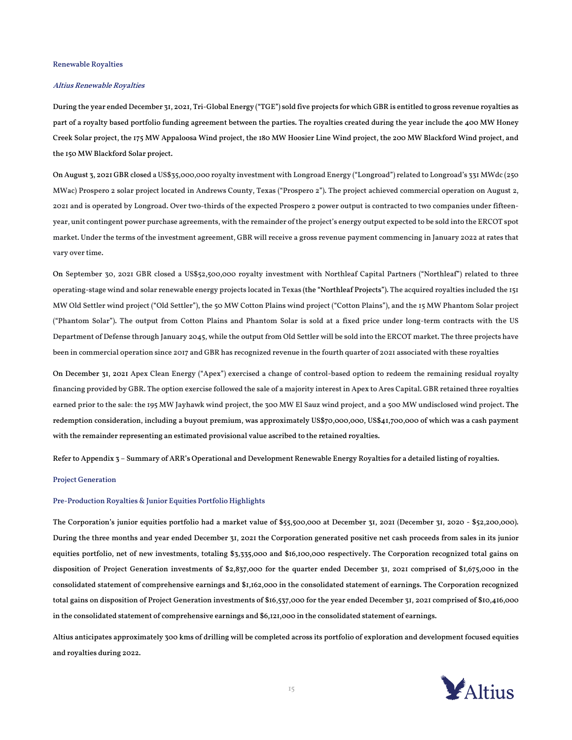### Renewable Royalties

#### *Altius Renewable Royalties*

During the year ended December 31, 2021, Tri-Global Energy ("TGE") sold five projects for which GBR is entitled to gross revenue royalties as part of a royalty based portfolio funding agreement between the parties. The royalties created during the year include the 400 MW Honey Creek Solar project, the 175 MW Appaloosa Wind project, the 180 MW Hoosier Line Wind project, the 200 MW Blackford Wind project, and the 150 MW Blackford Solar project.

On August 3, 2021 GBR closed a US$35,000,000 royalty investment with Longroad Energy ("Longroad") related to Longroad's 331 MWdc (250 MWac) Prospero 2 solar project located in Andrews County, Texas ("Prospero 2"). The project achieved commercial operation on August 2, 2021 and is operated by Longroad. Over two-thirds of the expected Prospero 2 power output is contracted to two companies under fifteen-year, unit contingent power purchase agreements, with the remainder of the project's energy output expected to be sold into the ERCOT spot market. Under the terms of the investment agreement, GBR will receive a gross revenue payment commencing in January 2022 at rates that vary over time.

On September 30, 2021 GBR closed a US$52,500,000 royalty investment with Northleaf Capital Partners ("Northleaf") related to three operating-stage wind and solar renewable energy projects located in Texas (the "Northleaf Projects"). The acquired royalties included the 151 MW Old Settler wind project ("Old Settler"), the 50 MW Cotton Plains wind project ("Cotton Plains"), and the 15 MW Phantom Solar project ("Phantom Solar"). The output from Cotton Plains and Phantom Solar is sold at a fixed price under long-term contracts with the US Department of Defense through January 2045, while the output from Old Settler will be sold into the ERCOT market. The three projects have been in commercial operation since 2017 and GBR has recognized revenue in the fourth quarter of 2021 associated with these royalties

On December 31, 2021 Apex Clean Energy ("Apex") exercised a change of control-based option to redeem the remaining residual royalty financing provided by GBR. The option exercise followed the sale of a majority interest in Apex to Ares Capital. GBR retained three royalties earned prior to the sale: the 195 MW Jayhawk wind project, the 300 MW El Sauz wind project, and a 500 MW undisclosed wind project. The redemption consideration, including a buyout premium, was approximately US$70,000,000, US$41,700,000 of which was a cash payment with the remainder representing an estimated provisional value ascribed to the retained royalties.

Refer to Appendix 3 – Summary of ARR's Operational and Development Renewable Energy Royalties for a detailed listing of royalties.

### Project Generation

#### Pre-Production Royalties & Junior Equities Portfolio Highlights

The Corporation's junior equities portfolio had a market value of $55,500,000 at December 31, 2021 (December 31, 2020 - $52,200,000). During the three months and year ended December 31, 2021 the Corporation generated positive net cash proceeds from sales in its junior equities portfolio, net of new investments, totaling $3,335,000 and $16,100,000 respectively. The Corporation recognized total gains on disposition of Project Generation investments of $2,837,000 for the quarter ended December 31, 2021 comprised of $1,675,000 in the consolidated statement of comprehensive earnings and $1,162,000 in the consolidated statement of earnings. The Corporation recognized total gains on disposition of Project Generation investments of $16,537,000 for the year ended December 31, 2021 comprised of $10,416,000 in the consolidated statement of comprehensive earnings and $6,121,000 in the consolidated statement of earnings.

Altius anticipates approximately 300 kms of drilling will be completed across its portfolio of exploration and development focused equities and royalties during 2022.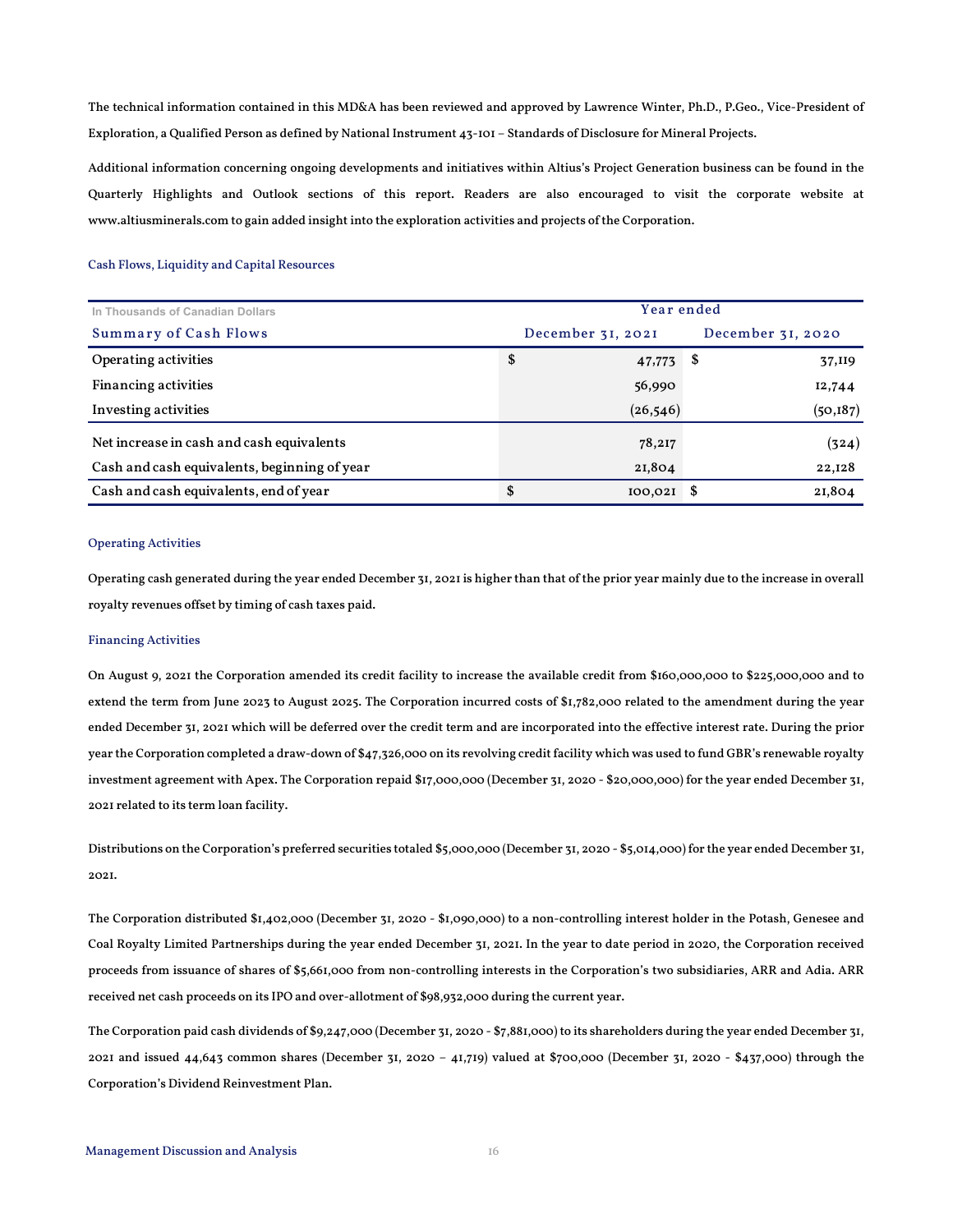The technical information contained in this MD&A has been reviewed and approved by Lawrence Winter, Ph.D., P.Geo., Vice-President of Exploration, a Qualified Person as defined by National Instrument 43-101 – Standards of Disclosure for Mineral Projects.

Additional information concerning ongoing developments and initiatives within Altius's Project Generation business can be found in the Quarterly Highlights and Outlook sections of this report. Readers are also encouraged to visit the corporate website at www.altiusminerals.com to gain added insight into the exploration activities and projects of the Corporation.

### Cash Flows, Liquidity and Capital Resources

| In Thousands of Canadian Dollars | Year ended | |
|---|---|---|
| **Summary of Cash Flows** | **December 31, 2021** | **December 31, 2020** |
| Operating activities | $ 47,773 | $ 37,119 |
| Financing activities | 56,990 | 12,744 |
| Investing activities | (26,546) | (50,187) |
| Net increase in cash and cash equivalents | 78,217 | (324) |
| Cash and cash equivalents, beginning of year | 21,804 | 22,128 |
| Cash and cash equivalents, end of year | $ 100,021 | $ 21,804 |

#### Operating Activities

Operating cash generated during the year ended December 31, 2021 is higher than that of the prior year mainly due to the increase in overall royalty revenues offset by timing of cash taxes paid.

#### Financing Activities

On August 9, 2021 the Corporation amended its credit facility to increase the available credit from $160,000,000 to $225,000,000 and to extend the term from June 2023 to August 2025. The Corporation incurred costs of $1,782,000 related to the amendment during the year ended December 31, 2021 which will be deferred over the credit term and are incorporated into the effective interest rate. During the prior year the Corporation completed a draw-down of $47,326,000 on its revolving credit facility which was used to fund GBR's renewable royalty investment agreement with Apex. The Corporation repaid $17,000,000 (December 31, 2020 - $20,000,000) for the year ended December 31, 2021 related to its term loan facility.

Distributions on the Corporation's preferred securities totaled $5,000,000 (December 31, 2020 - $5,014,000) for the year ended December 31, 2021.

The Corporation distributed $1,402,000 (December 31, 2020 - $1,090,000) to a non-controlling interest holder in the Potash, Genesee and Coal Royalty Limited Partnerships during the year ended December 31, 2021. In the year to date period in 2020, the Corporation received proceeds from issuance of shares of $5,661,000 from non-controlling interests in the Corporation's two subsidiaries, ARR and Adia. ARR received net cash proceeds on its IPO and over-allotment of $98,932,000 during the current year.

The Corporation paid cash dividends of $9,247,000 (December 31, 2020 - $7,881,000) to its shareholders during the year ended December 31, 2021 and issued 44,643 common shares (December 31, 2020 – 41,719) valued at $700,000 (December 31, 2020 - $437,000) through the Corporation's Dividend Reinvestment Plan.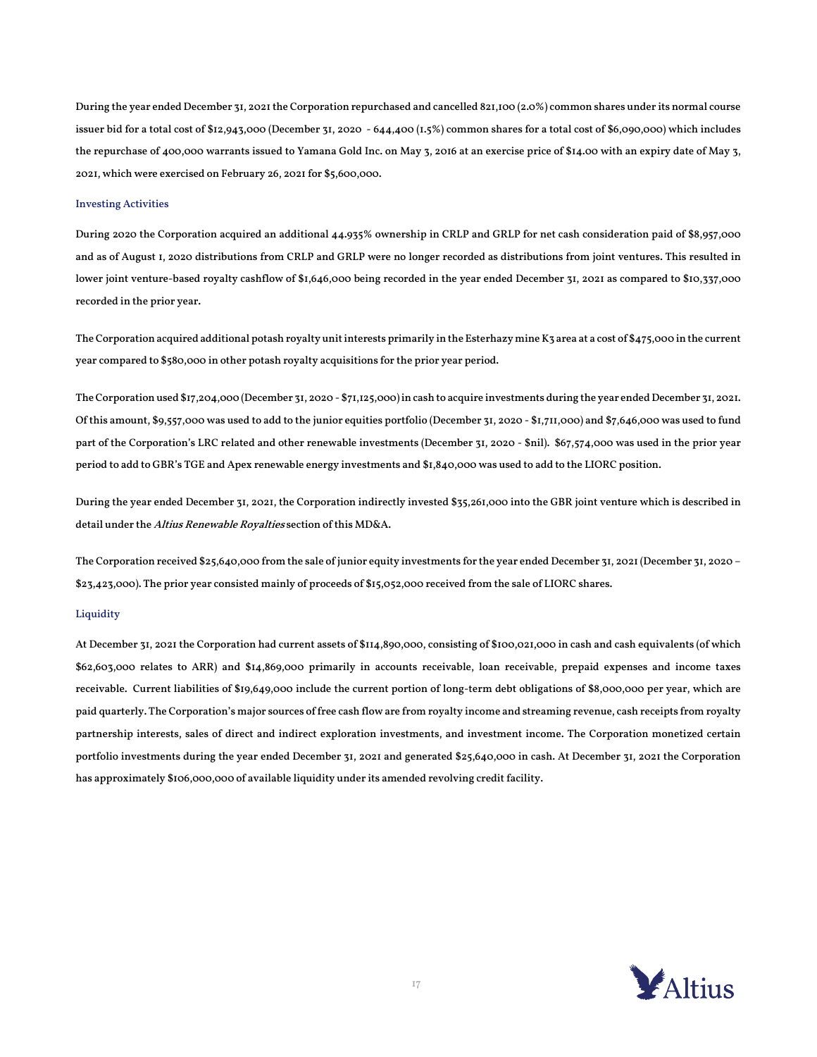During the year ended December 31, 2021 the Corporation repurchased and cancelled 821,100 (2.0%) common shares under its normal course issuer bid for a total cost of $12,943,000 (December 31, 2020 - 644,400 (1.5%) common shares for a total cost of $6,090,000) which includes the repurchase of 400,000 warrants issued to Yamana Gold Inc. on May 3, 2016 at an exercise price of $14.00 with an expiry date of May 3, 2021, which were exercised on February 26, 2021 for $5,600,000.

### Investing Activities

During 2020 the Corporation acquired an additional 44.935% ownership in CRLP and GRLP for net cash consideration paid of $8,957,000 and as of August 1, 2020 distributions from CRLP and GRLP were no longer recorded as distributions from joint ventures. This resulted in lower joint venture-based royalty cashflow of $1,646,000 being recorded in the year ended December 31, 2021 as compared to $10,337,000 recorded in the prior year.

The Corporation acquired additional potash royalty unit interests primarily in the Esterhazy mine K3 area at a cost of $475,000 in the current year compared to $580,000 in other potash royalty acquisitions for the prior year period.

The Corporation used $17,204,000 (December 31, 2020 - $71,125,000) in cash to acquire investments during the year ended December 31, 2021. Of this amount, $9,557,000 was used to add to the junior equities portfolio (December 31, 2020 - $1,711,000) and $7,646,000 was used to fund part of the Corporation's LRC related and other renewable investments (December 31, 2020 - $nil). $67,574,000 was used in the prior year period to add to GBR's TGE and Apex renewable energy investments and $1,840,000 was used to add to the LIORC position.

During the year ended December 31, 2021, the Corporation indirectly invested $35,261,000 into the GBR joint venture which is described in detail under the *Altius Renewable Royalties* section of this MD&A.

The Corporation received $25,640,000 from the sale of junior equity investments for the year ended December 31, 2021 (December 31, 2020 – $23,423,000). The prior year consisted mainly of proceeds of $15,052,000 received from the sale of LIORC shares.

### Liquidity

At December 31, 2021 the Corporation had current assets of $114,890,000, consisting of $100,021,000 in cash and cash equivalents (of which $62,603,000 relates to ARR) and $14,869,000 primarily in accounts receivable, loan receivable, prepaid expenses and income taxes receivable. Current liabilities of $19,649,000 include the current portion of long-term debt obligations of $8,000,000 per year, which are paid quarterly. The Corporation's major sources of free cash flow are from royalty income and streaming revenue, cash receipts from royalty partnership interests, sales of direct and indirect exploration investments, and investment income. The Corporation monetized certain portfolio investments during the year ended December 31, 2021 and generated $25,640,000 in cash. At December 31, 2021 the Corporation has approximately $106,000,000 of available liquidity under its amended revolving credit facility.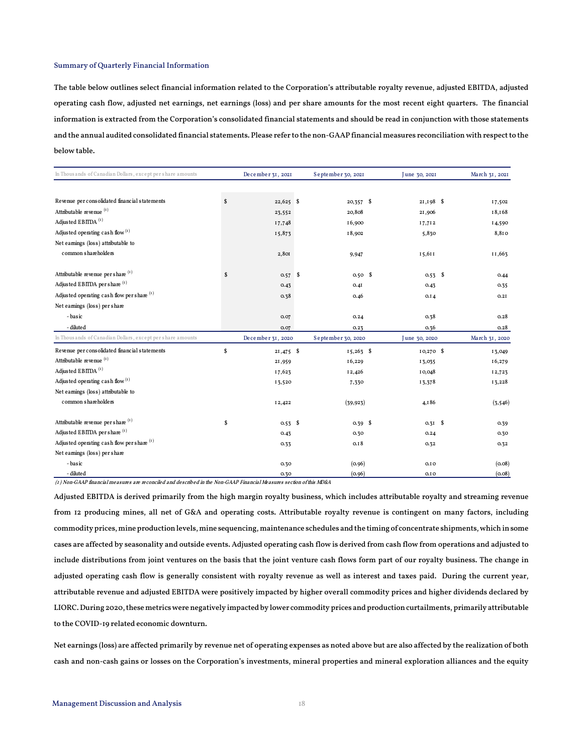### Summary of Quarterly Financial Information

The table below outlines select financial information related to the Corporation's attributable royalty revenue, adjusted EBITDA, adjusted operating cash flow, adjusted net earnings, net earnings (loss) and per share amounts for the most recent eight quarters. The financial information is extracted from the Corporation's consolidated financial statements and should be read in conjunction with those statements and the annual audited consolidated financial statements. Please refer to the non-GAAP financial measures reconciliation with respect to the below table.

| In Thousands of Canadian Dollars, except per share amounts | | December 31, 2021 | September 30, 2021 | June 30, 2021 | March 31, 2021 |
|---|---|---|---|---|---|
| Revenue per consolidated financial statements | $ | 22,625 | $ 20,357 | $ 21,198 | $ 17,502 |
| Attributable revenue [1] | | 23,552 | 20,808 | 21,906 | 18,168 |
| Adjusted EBITDA [1] | | 17,748 | 16,900 | 17,712 | 14,590 |
| Adjusted operating cash flow [1] | | 15,873 | 18,902 | 5,830 | 8,810 |
| Net earnings (loss) attributable to common shareholders | | 2,801 | 9,947 | 15,611 | 11,663 |
| Attributable revenue per share [1] | $ | 0.57 | $ 0.50 | $ 0.53 | $ 0.44 |
| Adjusted EBITDA per share [1] | | 0.43 | 0.41 | 0.43 | 0.35 |
| Adjusted operating cash flow per share [1] | | 0.38 | 0.46 | 0.14 | 0.21 |
| Net earnings (loss) per share | | | | | |
| - basic | | 0.07 | 0.24 | 0.38 | 0.28 |
| - diluted | | 0.07 | 0.23 | 0.36 | 0.28 |
| **In Thousands of Canadian Dollars, except per share amounts** | | **December 31, 2020** | **September 30, 2020** | **June 30, 2020** | **March 31, 2020** |
| Revenue per consolidated financial statements | $ | 21,475 | $ 15,263 | $ 10,270 | $ 13,049 |
| Attributable revenue [1] | | 21,959 | 16,229 | 13,055 | 16,279 |
| Adjusted EBITDA [1] | | 17,623 | 12,426 | 10,048 | 12,723 |
| Adjusted operating cash flow [1] | | 13,520 | 7,330 | 13,378 | 13,228 |
| Net earnings (loss) attributable to common shareholders | | 12,422 | (39,923) | 4,186 | (3,546) |
| Attributable revenue per share [1] | $ | 0.53 | $ 0.39 | $ 0.31 | $ 0.39 |
| Adjusted EBITDA per share [1] | | 0.43 | 0.30 | 0.24 | 0.30 |
| Adjusted operating cash flow per share [1] | | 0.33 | 0.18 | 0.32 | 0.32 |
| Net earnings (loss) per share | | | | | |
| - basic | | 0.30 | (0.96) | 0.10 | (0.08) |
| - diluted | | 0.30 | (0.96) | 0.10 | (0.08) |

*(1) Non-GAAP financial measures are reconciled and described in the Non-GAAP Financial Measures section of this MD&A*

Adjusted EBITDA is derived primarily from the high margin royalty business, which includes attributable royalty and streaming revenue from 12 producing mines, all net of G&A and operating costs. Attributable royalty revenue is contingent on many factors, including commodity prices, mine production levels, mine sequencing, maintenance schedules and the timing of concentrate shipments, which in some cases are affected by seasonality and outside events. Adjusted operating cash flow is derived from cash flow from operations and adjusted to include distributions from joint ventures on the basis that the joint venture cash flows form part of our royalty business. The change in adjusted operating cash flow is generally consistent with royalty revenue as well as interest and taxes paid. During the current year, attributable revenue and adjusted EBITDA were positively impacted by higher overall commodity prices and higher dividends declared by LIORC. During 2020, these metrics were negatively impacted by lower commodity prices and production curtailments, primarily attributable to the COVID-19 related economic downturn.

Net earnings (loss) are affected primarily by revenue net of operating expenses as noted above but are also affected by the realization of both cash and non-cash gains or losses on the Corporation's investments, mineral properties and mineral exploration alliances and the equity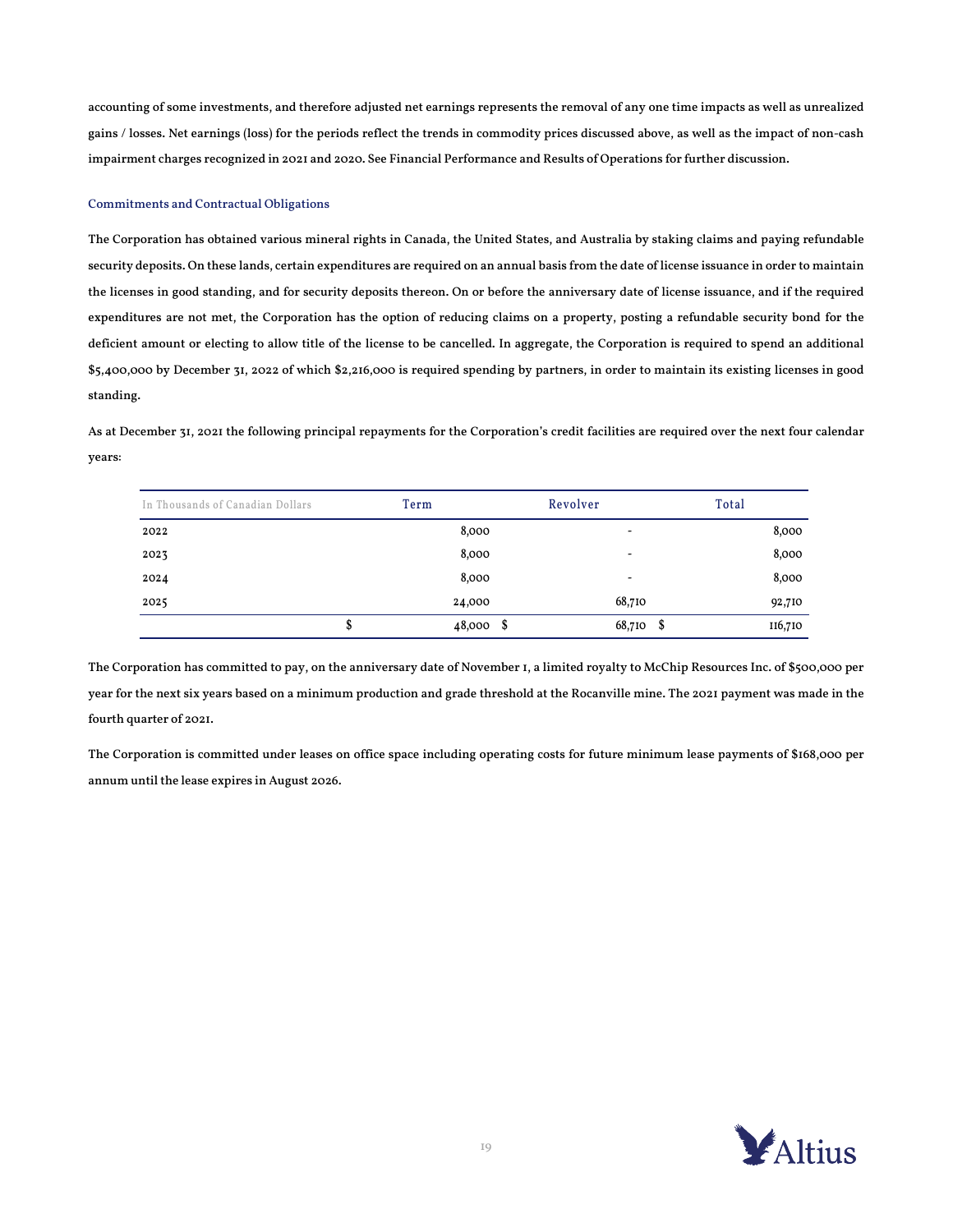accounting of some investments, and therefore adjusted net earnings represents the removal of any one time impacts as well as unrealized gains / losses. Net earnings (loss) for the periods reflect the trends in commodity prices discussed above, as well as the impact of non-cash impairment charges recognized in 2021 and 2020. See Financial Performance and Results of Operations for further discussion.

### Commitments and Contractual Obligations

The Corporation has obtained various mineral rights in Canada, the United States, and Australia by staking claims and paying refundable security deposits. On these lands, certain expenditures are required on an annual basis from the date of license issuance in order to maintain the licenses in good standing, and for security deposits thereon. On or before the anniversary date of license issuance, and if the required expenditures are not met, the Corporation has the option of reducing claims on a property, posting a refundable security bond for the deficient amount or electing to allow title of the license to be cancelled. In aggregate, the Corporation is required to spend an additional $5,400,000 by December 31, 2022 of which $2,216,000 is required spending by partners, in order to maintain its existing licenses in good standing.

As at December 31, 2021 the following principal repayments for the Corporation's credit facilities are required over the next four calendar years:

| In Thousands of Canadian Dollars | Term | Revolver | Total |
|---|---|---|---|
| 2022 | 8,000 | - | 8,000 |
| 2023 | 8,000 | - | 8,000 |
| 2024 | 8,000 | - | 8,000 |
| 2025 | 24,000 | 68,710 | 92,710 |
| | $ 48,000 | $ 68,710 | $ 116,710 |

The Corporation has committed to pay, on the anniversary date of November 1, a limited royalty to McChip Resources Inc. of $500,000 per year for the next six years based on a minimum production and grade threshold at the Rocanville mine. The 2021 payment was made in the fourth quarter of 2021.

The Corporation is committed under leases on office space including operating costs for future minimum lease payments of $168,000 per annum until the lease expires in August 2026.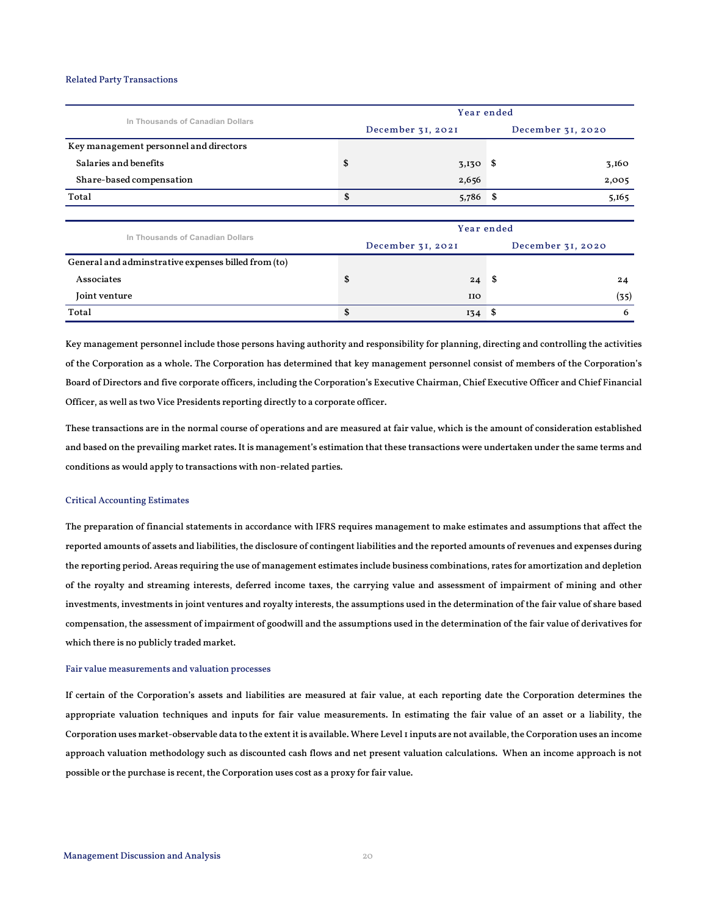### Related Party Transactions

| In Thousands of Canadian Dollars | Year ended December 31, 2021 | Year ended December 31, 2020 |
|---|---|---|
| Key management personnel and directors | | |
| Salaries and benefits | $ 3,130 | $ 3,160 |
| Share-based compensation | 2,656 | 2,005 |
| Total | $ 5,786 | $ 5,165 |

| In Thousands of Canadian Dollars | Year ended December 31, 2021 | Year ended December 31, 2020 |
|---|---|---|
| General and adminstrative expenses billed from (to) | | |
| Associates | $ 24 | $ 24 |
| Joint venture | 110 | (35) |
| Total | $ 134 | $ 6 |

Key management personnel include those persons having authority and responsibility for planning, directing and controlling the activities of the Corporation as a whole. The Corporation has determined that key management personnel consist of members of the Corporation's Board of Directors and five corporate officers, including the Corporation's Executive Chairman, Chief Executive Officer and Chief Financial Officer, as well as two Vice Presidents reporting directly to a corporate officer.

These transactions are in the normal course of operations and are measured at fair value, which is the amount of consideration established and based on the prevailing market rates. It is management's estimation that these transactions were undertaken under the same terms and conditions as would apply to transactions with non-related parties.

### Critical Accounting Estimates

The preparation of financial statements in accordance with IFRS requires management to make estimates and assumptions that affect the reported amounts of assets and liabilities, the disclosure of contingent liabilities and the reported amounts of revenues and expenses during the reporting period. Areas requiring the use of management estimates include business combinations, rates for amortization and depletion of the royalty and streaming interests, deferred income taxes, the carrying value and assessment of impairment of mining and other investments, investments in joint ventures and royalty interests, the assumptions used in the determination of the fair value of share based compensation, the assessment of impairment of goodwill and the assumptions used in the determination of the fair value of derivatives for which there is no publicly traded market.

### Fair value measurements and valuation processes

If certain of the Corporation's assets and liabilities are measured at fair value, at each reporting date the Corporation determines the appropriate valuation techniques and inputs for fair value measurements. In estimating the fair value of an asset or a liability, the Corporation uses market-observable data to the extent it is available. Where Level 1 inputs are not available, the Corporation uses an income approach valuation methodology such as discounted cash flows and net present valuation calculations. When an income approach is not possible or the purchase is recent, the Corporation uses cost as a proxy for fair value.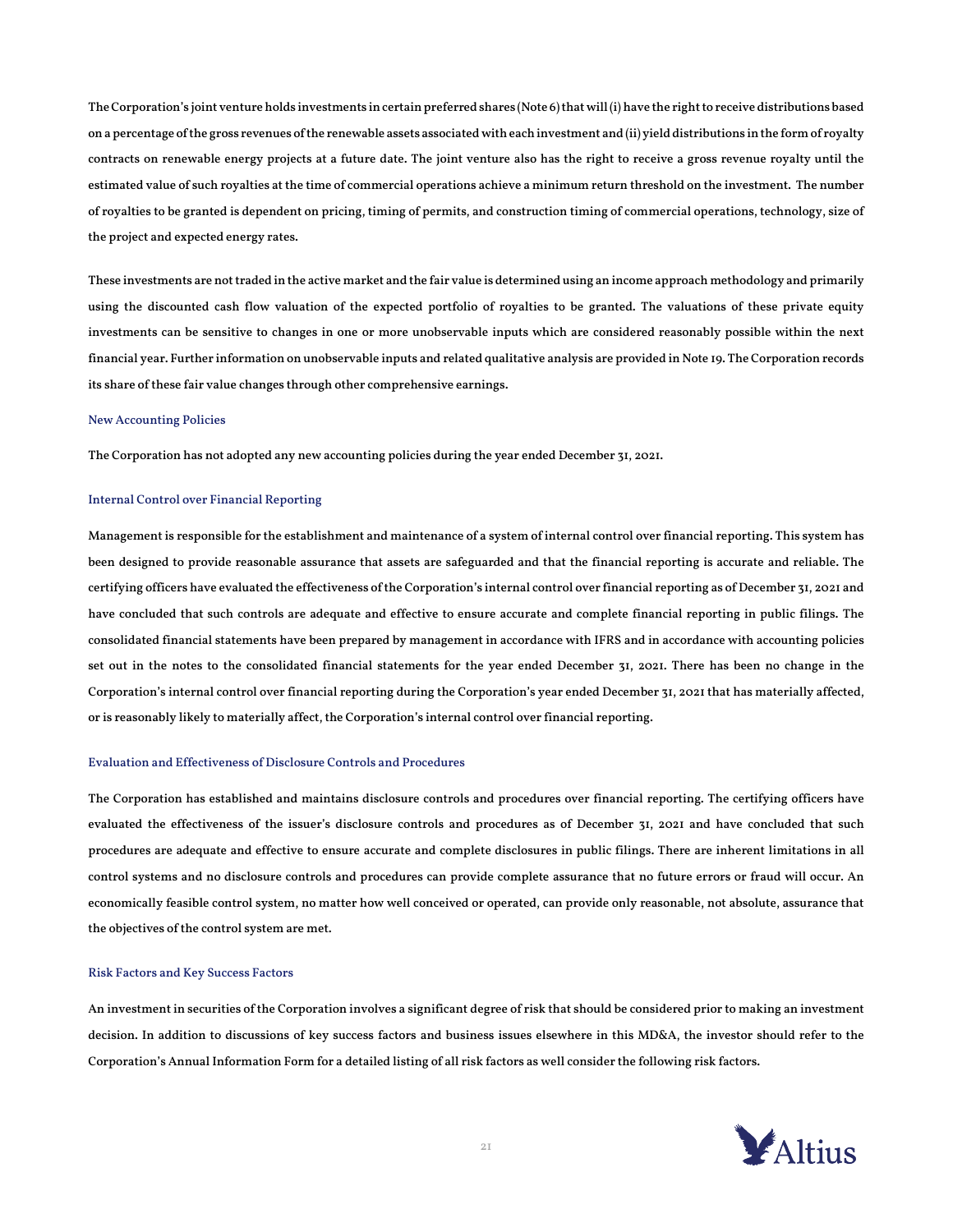The Corporation's joint venture holds investments in certain preferred shares (Note 6) that will (i) have the right to receive distributions based on a percentage of the gross revenues of the renewable assets associated with each investment and (ii) yield distributions in the form of royalty contracts on renewable energy projects at a future date. The joint venture also has the right to receive a gross revenue royalty until the estimated value of such royalties at the time of commercial operations achieve a minimum return threshold on the investment. The number of royalties to be granted is dependent on pricing, timing of permits, and construction timing of commercial operations, technology, size of the project and expected energy rates.

These investments are not traded in the active market and the fair value is determined using an income approach methodology and primarily using the discounted cash flow valuation of the expected portfolio of royalties to be granted. The valuations of these private equity investments can be sensitive to changes in one or more unobservable inputs which are considered reasonably possible within the next financial year. Further information on unobservable inputs and related qualitative analysis are provided in Note 19. The Corporation records its share of these fair value changes through other comprehensive earnings.

### New Accounting Policies

The Corporation has not adopted any new accounting policies during the year ended December 31, 2021.

### Internal Control over Financial Reporting

Management is responsible for the establishment and maintenance of a system of internal control over financial reporting. This system has been designed to provide reasonable assurance that assets are safeguarded and that the financial reporting is accurate and reliable. The certifying officers have evaluated the effectiveness of the Corporation's internal control over financial reporting as of December 31, 2021 and have concluded that such controls are adequate and effective to ensure accurate and complete financial reporting in public filings. The consolidated financial statements have been prepared by management in accordance with IFRS and in accordance with accounting policies set out in the notes to the consolidated financial statements for the year ended December 31, 2021. There has been no change in the Corporation's internal control over financial reporting during the Corporation's year ended December 31, 2021 that has materially affected, or is reasonably likely to materially affect, the Corporation's internal control over financial reporting.

### Evaluation and Effectiveness of Disclosure Controls and Procedures

The Corporation has established and maintains disclosure controls and procedures over financial reporting. The certifying officers have evaluated the effectiveness of the issuer's disclosure controls and procedures as of December 31, 2021 and have concluded that such procedures are adequate and effective to ensure accurate and complete disclosures in public filings. There are inherent limitations in all control systems and no disclosure controls and procedures can provide complete assurance that no future errors or fraud will occur. An economically feasible control system, no matter how well conceived or operated, can provide only reasonable, not absolute, assurance that the objectives of the control system are met.

### Risk Factors and Key Success Factors

An investment in securities of the Corporation involves a significant degree of risk that should be considered prior to making an investment decision. In addition to discussions of key success factors and business issues elsewhere in this MD&A, the investor should refer to the Corporation's Annual Information Form for a detailed listing of all risk factors as well consider the following risk factors.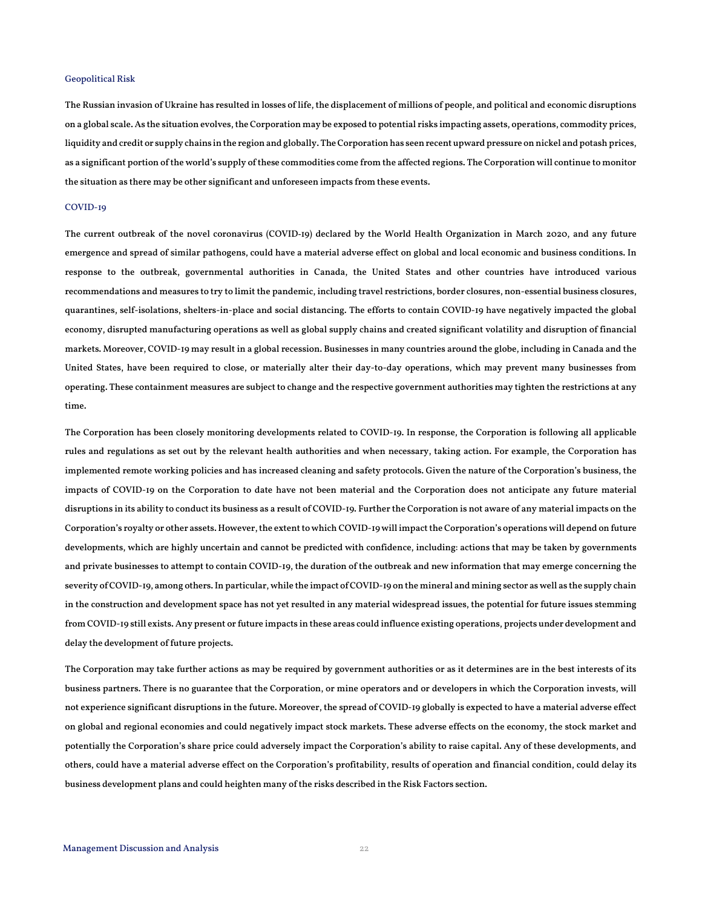### Geopolitical Risk

The Russian invasion of Ukraine has resulted in losses of life, the displacement of millions of people, and political and economic disruptions on a global scale. As the situation evolves, the Corporation may be exposed to potential risks impacting assets, operations, commodity prices, liquidity and credit or supply chains in the region and globally. The Corporation has seen recent upward pressure on nickel and potash prices, as a significant portion of the world's supply of these commodities come from the affected regions. The Corporation will continue to monitor the situation as there may be other significant and unforeseen impacts from these events.

### COVID-19

The current outbreak of the novel coronavirus (COVID-19) declared by the World Health Organization in March 2020, and any future emergence and spread of similar pathogens, could have a material adverse effect on global and local economic and business conditions. In response to the outbreak, governmental authorities in Canada, the United States and other countries have introduced various recommendations and measures to try to limit the pandemic, including travel restrictions, border closures, non-essential business closures, quarantines, self-isolations, shelters-in-place and social distancing. The efforts to contain COVID-19 have negatively impacted the global economy, disrupted manufacturing operations as well as global supply chains and created significant volatility and disruption of financial markets. Moreover, COVID-19 may result in a global recession. Businesses in many countries around the globe, including in Canada and the United States, have been required to close, or materially alter their day-to-day operations, which may prevent many businesses from operating. These containment measures are subject to change and the respective government authorities may tighten the restrictions at any time.

The Corporation has been closely monitoring developments related to COVID-19. In response, the Corporation is following all applicable rules and regulations as set out by the relevant health authorities and when necessary, taking action. For example, the Corporation has implemented remote working policies and has increased cleaning and safety protocols. Given the nature of the Corporation's business, the impacts of COVID-19 on the Corporation to date have not been material and the Corporation does not anticipate any future material disruptions in its ability to conduct its business as a result of COVID-19. Further the Corporation is not aware of any material impacts on the Corporation's royalty or other assets. However, the extent to which COVID-19 will impact the Corporation's operations will depend on future developments, which are highly uncertain and cannot be predicted with confidence, including: actions that may be taken by governments and private businesses to attempt to contain COVID-19, the duration of the outbreak and new information that may emerge concerning the severity of COVID-19, among others. In particular, while the impact of COVID-19 on the mineral and mining sector as well as the supply chain in the construction and development space has not yet resulted in any material widespread issues, the potential for future issues stemming from COVID-19 still exists. Any present or future impacts in these areas could influence existing operations, projects under development and delay the development of future projects.

The Corporation may take further actions as may be required by government authorities or as it determines are in the best interests of its business partners. There is no guarantee that the Corporation, or mine operators and or developers in which the Corporation invests, will not experience significant disruptions in the future. Moreover, the spread of COVID-19 globally is expected to have a material adverse effect on global and regional economies and could negatively impact stock markets. These adverse effects on the economy, the stock market and potentially the Corporation's share price could adversely impact the Corporation's ability to raise capital. Any of these developments, and others, could have a material adverse effect on the Corporation's profitability, results of operation and financial condition, could delay its business development plans and could heighten many of the risks described in the Risk Factors section.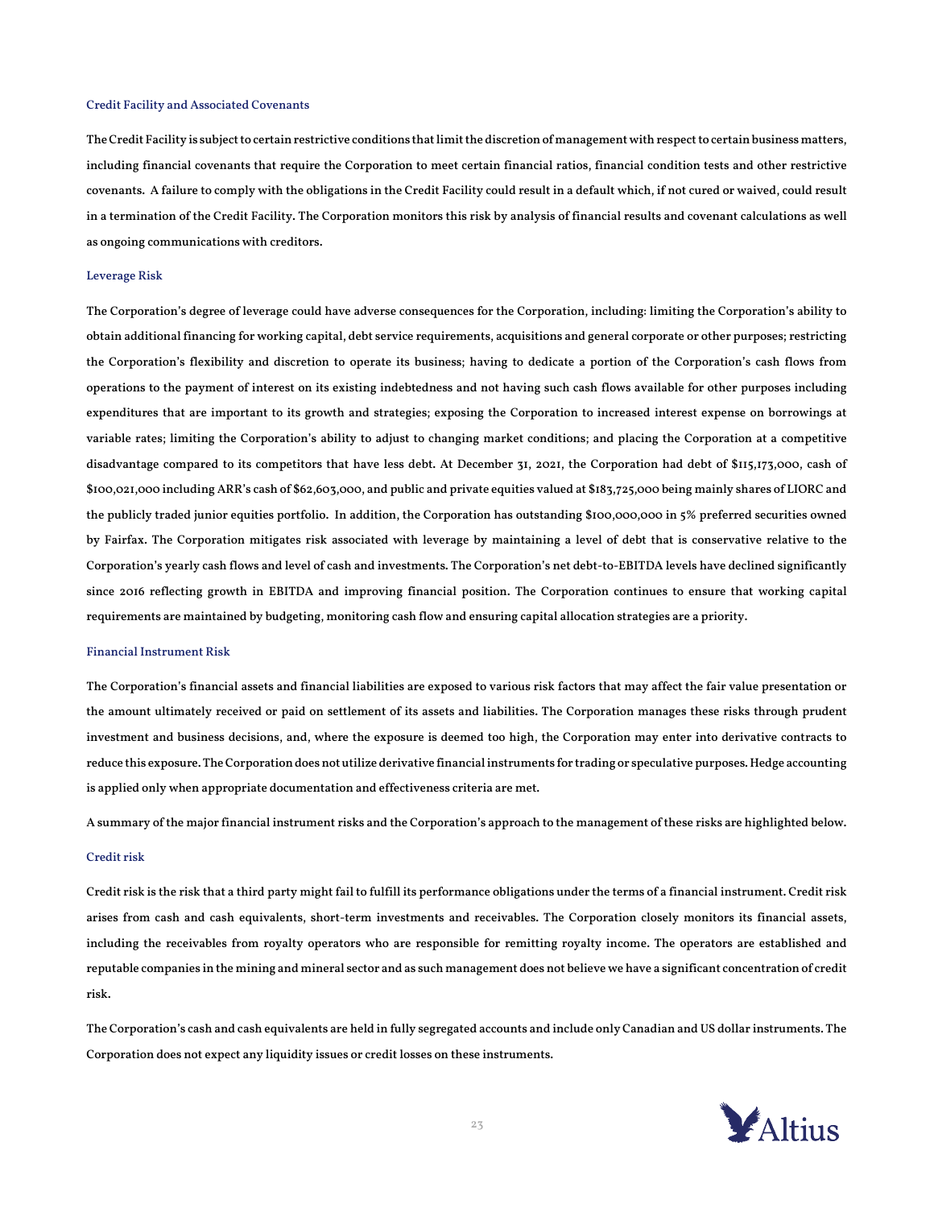### Credit Facility and Associated Covenants

The Credit Facility is subject to certain restrictive conditions that limit the discretion of management with respect to certain business matters, including financial covenants that require the Corporation to meet certain financial ratios, financial condition tests and other restrictive covenants. A failure to comply with the obligations in the Credit Facility could result in a default which, if not cured or waived, could result in a termination of the Credit Facility. The Corporation monitors this risk by analysis of financial results and covenant calculations as well as ongoing communications with creditors.

### Leverage Risk

The Corporation's degree of leverage could have adverse consequences for the Corporation, including: limiting the Corporation's ability to obtain additional financing for working capital, debt service requirements, acquisitions and general corporate or other purposes; restricting the Corporation's flexibility and discretion to operate its business; having to dedicate a portion of the Corporation's cash flows from operations to the payment of interest on its existing indebtedness and not having such cash flows available for other purposes including expenditures that are important to its growth and strategies; exposing the Corporation to increased interest expense on borrowings at variable rates; limiting the Corporation's ability to adjust to changing market conditions; and placing the Corporation at a competitive disadvantage compared to its competitors that have less debt. At December 31, 2021, the Corporation had debt of $115,173,000, cash of $100,021,000 including ARR's cash of $62,603,000, and public and private equities valued at $183,725,000 being mainly shares of LIORC and the publicly traded junior equities portfolio. In addition, the Corporation has outstanding $100,000,000 in 5% preferred securities owned by Fairfax. The Corporation mitigates risk associated with leverage by maintaining a level of debt that is conservative relative to the Corporation's yearly cash flows and level of cash and investments. The Corporation's net debt-to-EBITDA levels have declined significantly since 2016 reflecting growth in EBITDA and improving financial position. The Corporation continues to ensure that working capital requirements are maintained by budgeting, monitoring cash flow and ensuring capital allocation strategies are a priority.

### Financial Instrument Risk

The Corporation's financial assets and financial liabilities are exposed to various risk factors that may affect the fair value presentation or the amount ultimately received or paid on settlement of its assets and liabilities. The Corporation manages these risks through prudent investment and business decisions, and, where the exposure is deemed too high, the Corporation may enter into derivative contracts to reduce this exposure. The Corporation does not utilize derivative financial instruments for trading or speculative purposes. Hedge accounting is applied only when appropriate documentation and effectiveness criteria are met.

A summary of the major financial instrument risks and the Corporation's approach to the management of these risks are highlighted below.

#### Credit risk

Credit risk is the risk that a third party might fail to fulfill its performance obligations under the terms of a financial instrument. Credit risk arises from cash and cash equivalents, short-term investments and receivables. The Corporation closely monitors its financial assets, including the receivables from royalty operators who are responsible for remitting royalty income. The operators are established and reputable companies in the mining and mineral sector and as such management does not believe we have a significant concentration of credit risk.

The Corporation's cash and cash equivalents are held in fully segregated accounts and include only Canadian and US dollar instruments. The Corporation does not expect any liquidity issues or credit losses on these instruments.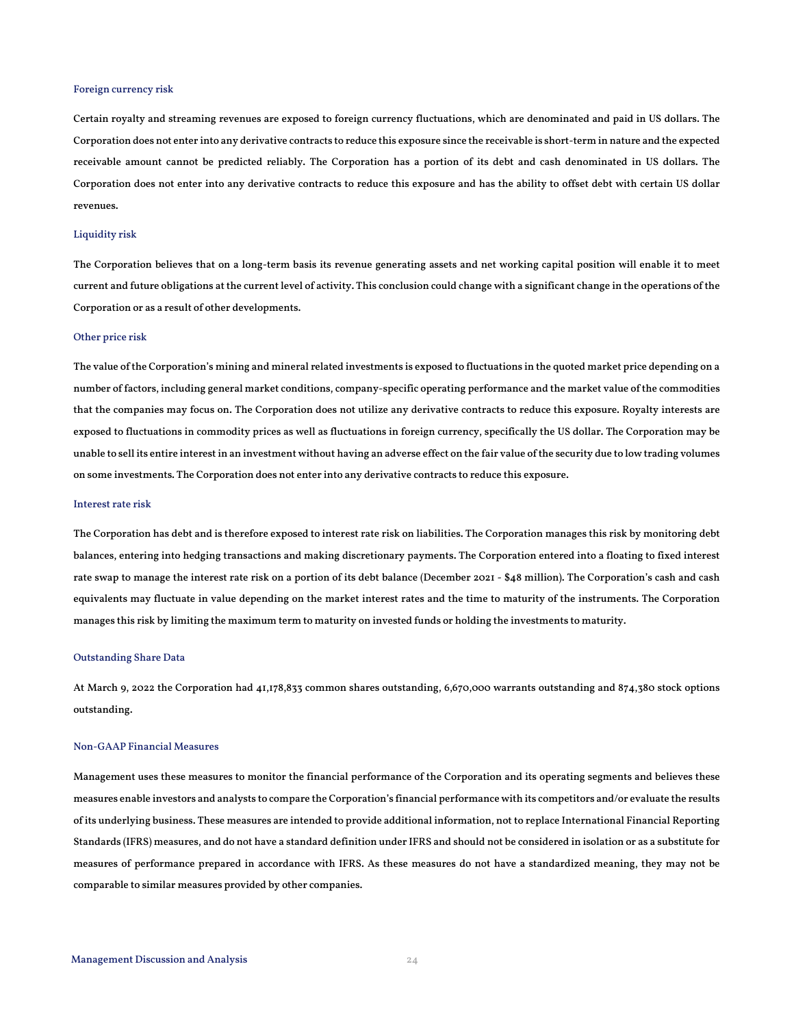### Foreign currency risk

Certain royalty and streaming revenues are exposed to foreign currency fluctuations, which are denominated and paid in US dollars. The Corporation does not enter into any derivative contracts to reduce this exposure since the receivable is short-term in nature and the expected receivable amount cannot be predicted reliably. The Corporation has a portion of its debt and cash denominated in US dollars. The Corporation does not enter into any derivative contracts to reduce this exposure and has the ability to offset debt with certain US dollar revenues.

### Liquidity risk

The Corporation believes that on a long-term basis its revenue generating assets and net working capital position will enable it to meet current and future obligations at the current level of activity. This conclusion could change with a significant change in the operations of the Corporation or as a result of other developments.

### Other price risk

The value of the Corporation's mining and mineral related investments is exposed to fluctuations in the quoted market price depending on a number of factors, including general market conditions, company-specific operating performance and the market value of the commodities that the companies may focus on. The Corporation does not utilize any derivative contracts to reduce this exposure. Royalty interests are exposed to fluctuations in commodity prices as well as fluctuations in foreign currency, specifically the US dollar. The Corporation may be unable to sell its entire interest in an investment without having an adverse effect on the fair value of the security due to low trading volumes on some investments. The Corporation does not enter into any derivative contracts to reduce this exposure.

### Interest rate risk

The Corporation has debt and is therefore exposed to interest rate risk on liabilities. The Corporation manages this risk by monitoring debt balances, entering into hedging transactions and making discretionary payments. The Corporation entered into a floating to fixed interest rate swap to manage the interest rate risk on a portion of its debt balance (December 2021 - $48 million). The Corporation's cash and cash equivalents may fluctuate in value depending on the market interest rates and the time to maturity of the instruments. The Corporation manages this risk by limiting the maximum term to maturity on invested funds or holding the investments to maturity.

## Outstanding Share Data

At March 9, 2022 the Corporation had 41,178,833 common shares outstanding, 6,670,000 warrants outstanding and 874,380 stock options outstanding.

## Non-GAAP Financial Measures

Management uses these measures to monitor the financial performance of the Corporation and its operating segments and believes these measures enable investors and analysts to compare the Corporation's financial performance with its competitors and/or evaluate the results of its underlying business. These measures are intended to provide additional information, not to replace International Financial Reporting Standards (IFRS) measures, and do not have a standard definition under IFRS and should not be considered in isolation or as a substitute for measures of performance prepared in accordance with IFRS. As these measures do not have a standardized meaning, they may not be comparable to similar measures provided by other companies.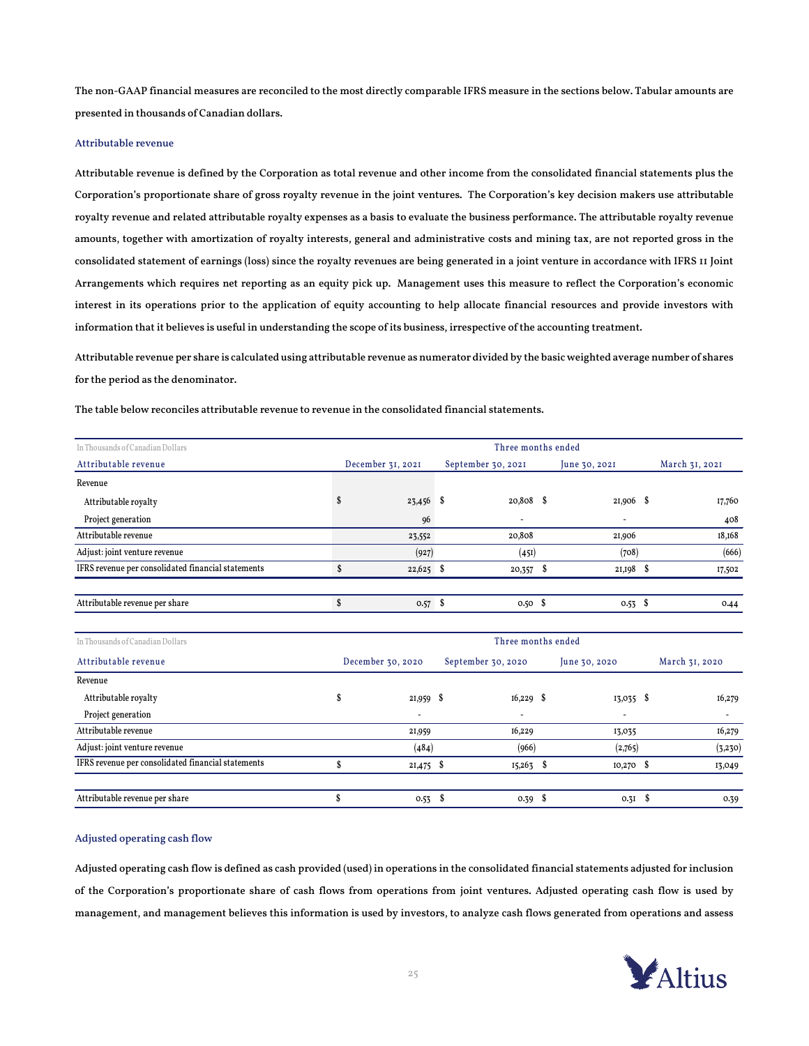The non-GAAP financial measures are reconciled to the most directly comparable IFRS measure in the sections below. Tabular amounts are presented in thousands of Canadian dollars.

### Attributable revenue

Attributable revenue is defined by the Corporation as total revenue and other income from the consolidated financial statements plus the Corporation's proportionate share of gross royalty revenue in the joint ventures. The Corporation's key decision makers use attributable royalty revenue and related attributable royalty expenses as a basis to evaluate the business performance. The attributable royalty revenue amounts, together with amortization of royalty interests, general and administrative costs and mining tax, are not reported gross in the consolidated statement of earnings (loss) since the royalty revenues are being generated in a joint venture in accordance with IFRS 11 Joint Arrangements which requires net reporting as an equity pick up. Management uses this measure to reflect the Corporation's economic interest in its operations prior to the application of equity accounting to help allocate financial resources and provide investors with information that it believes is useful in understanding the scope of its business, irrespective of the accounting treatment.

Attributable revenue per share is calculated using attributable revenue as numerator divided by the basic weighted average number of shares for the period as the denominator.

The table below reconciles attributable revenue to revenue in the consolidated financial statements.

| In Thousands of Canadian Dollars | Three months ended | | | |
|---|---|---|---|---|
| Attributable revenue | December 31, 2021 | September 30, 2021 | June 30, 2021 | March 31, 2021 |
| Revenue | | | | |
| Attributable royalty | $ 23,456 | $ 20,808 | $ 21,906 | $ 17,760 |
| Project generation | 96 | - | - | 408 |
| Attributable revenue | 23,552 | 20,808 | 21,906 | 18,168 |
| Adjust: joint venture revenue | (927) | (451) | (708) | (666) |
| IFRS revenue per consolidated financial statements | $ 22,625 | $ 20,357 | $ 21,198 | $ 17,502 |
| | | | | |
| Attributable revenue per share | $ 0.57 | $ 0.50 | $ 0.53 | $ 0.44 |

| In Thousands of Canadian Dollars | Three months ended | | | |
|---|---|---|---|---|
| Attributable revenue | December 30, 2020 | September 30, 2020 | June 30, 2020 | March 31, 2020 |
| Revenue | | | | |
| Attributable royalty | $ 21,959 | $ 16,229 | $ 13,035 | $ 16,279 |
| Project generation | - | - | - | - |
| Attributable revenue | 21,959 | 16,229 | 13,035 | 16,279 |
| Adjust: joint venture revenue | (484) | (966) | (2,765) | (3,230) |
| IFRS revenue per consolidated financial statements | $ 21,475 | $ 15,263 | $ 10,270 | $ 13,049 |
| | | | | |
| Attributable revenue per share | $ 0.53 | $ 0.39 | $ 0.31 | $ 0.39 |

### Adjusted operating cash flow

Adjusted operating cash flow is defined as cash provided (used) in operations in the consolidated financial statements adjusted for inclusion of the Corporation's proportionate share of cash flows from operations from joint ventures. Adjusted operating cash flow is used by management, and management believes this information is used by investors, to analyze cash flows generated from operations and assess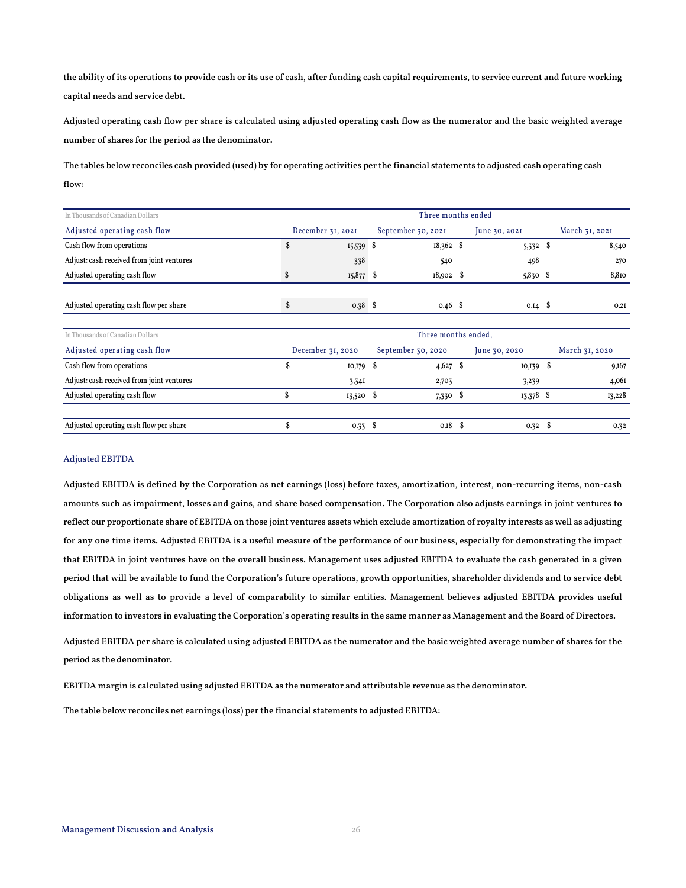the ability of its operations to provide cash or its use of cash, after funding cash capital requirements, to service current and future working capital needs and service debt.

Adjusted operating cash flow per share is calculated using adjusted operating cash flow as the numerator and the basic weighted average number of shares for the period as the denominator.

The tables below reconciles cash provided (used) by for operating activities per the financial statements to adjusted cash operating cash flow:

| In Thousands of Canadian Dollars | Three months ended | | | |
|---|---|---|---|---|
| Adjusted operating cash flow | December 31, 2021 | September 30, 2021 | June 30, 2021 | March 31, 2021 |
| Cash flow from operations | $ 15,539 | $ 18,362 | $ 5,332 | $ 8,540 |
| Adjust: cash received from joint ventures | 338 | 540 | 498 | 270 |
| Adjusted operating cash flow | $ 15,877 | $ 18,902 | $ 5,830 | $ 8,810 |
| Adjusted operating cash flow per share | $ 0.38 | $ 0.46 | $ 0.14 | $ 0.21 |

| In Thousands of Canadian Dollars | Three months ended, | | | |
|---|---|---|---|---|
| Adjusted operating cash flow | December 31, 2020 | September 30, 2020 | June 30, 2020 | March 31, 2020 |
| Cash flow from operations | $ 10,179 | $ 4,627 | $ 10,139 | $ 9,167 |
| Adjust: cash received from joint ventures | 3,341 | 2,703 | 3,239 | 4,061 |
| Adjusted operating cash flow | $ 13,520 | $ 7,330 | $ 13,378 | $ 13,228 |
| Adjusted operating cash flow per share | $ 0.33 | $ 0.18 | $ 0.32 | $ 0.32 |

### Adjusted EBITDA

Adjusted EBITDA is defined by the Corporation as net earnings (loss) before taxes, amortization, interest, non-recurring items, non-cash amounts such as impairment, losses and gains, and share based compensation. The Corporation also adjusts earnings in joint ventures to reflect our proportionate share of EBITDA on those joint ventures assets which exclude amortization of royalty interests as well as adjusting for any one time items. Adjusted EBITDA is a useful measure of the performance of our business, especially for demonstrating the impact that EBITDA in joint ventures have on the overall business. Management uses adjusted EBITDA to evaluate the cash generated in a given period that will be available to fund the Corporation's future operations, growth opportunities, shareholder dividends and to service debt obligations as well as to provide a level of comparability to similar entities. Management believes adjusted EBITDA provides useful information to investors in evaluating the Corporation's operating results in the same manner as Management and the Board of Directors.

Adjusted EBITDA per share is calculated using adjusted EBITDA as the numerator and the basic weighted average number of shares for the period as the denominator.

EBITDA margin is calculated using adjusted EBITDA as the numerator and attributable revenue as the denominator.

The table below reconciles net earnings (loss) per the financial statements to adjusted EBITDA: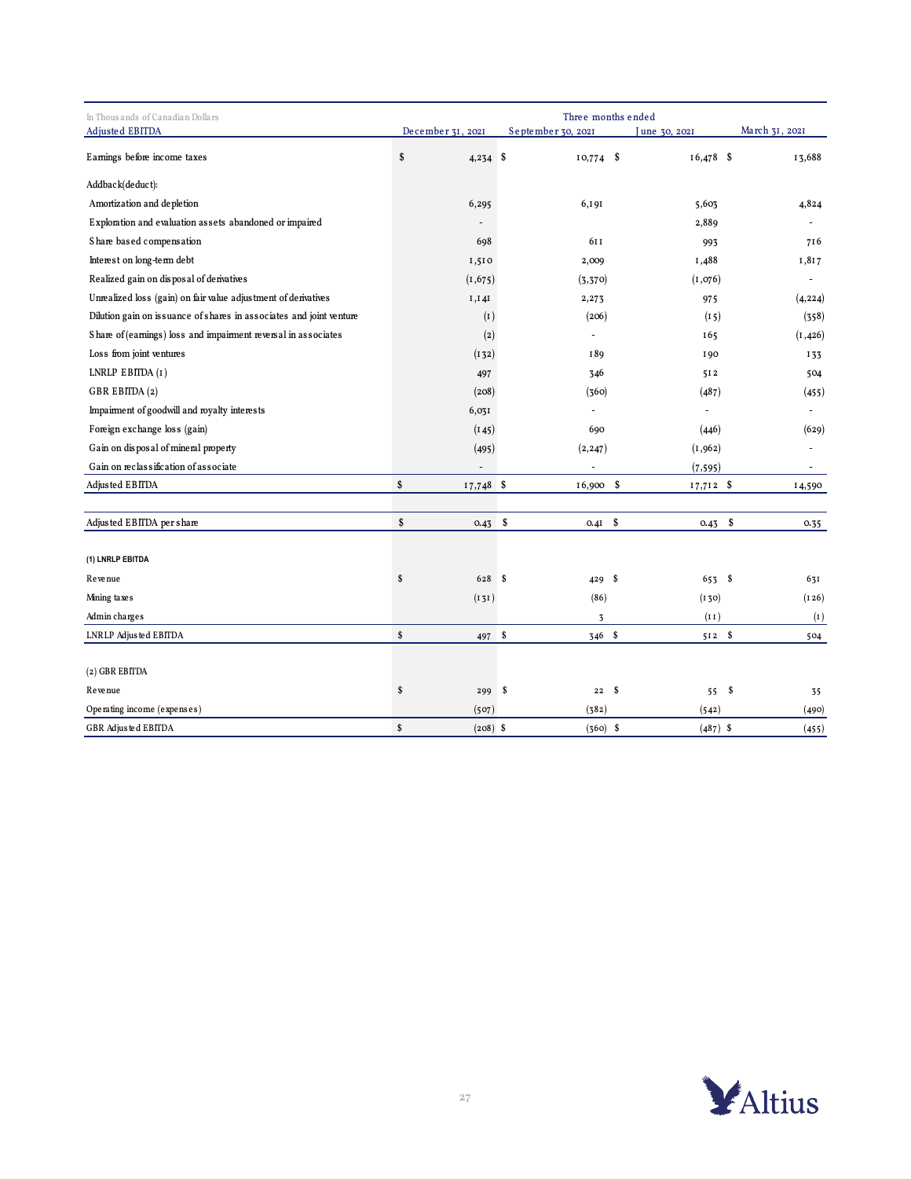| In Thousands of Canadian Dollars | Three months ended | | | |
|---|---|---|---|---|
| Adjusted EBITDA | December 31, 2021 | September 30, 2021 | June 30, 2021 | March 31, 2021 |
| Earnings before income taxes | $ 4,234 | $ 10,774 | $ 16,478 | $ 13,688 |
| Addback(deduct): | | | | |
| Amortization and depletion | 6,295 | 6,191 | 5,603 | 4,824 |
| Exploration and evaluation assets abandoned or impaired | - | | 2,889 | - |
| Share based compensation | 698 | 611 | 993 | 716 |
| Interest on long-term debt | 1,510 | 2,009 | 1,488 | 1,817 |
| Realized gain on disposal of derivatives | (1,675) | (3,370) | (1,076) | - |
| Unrealized loss (gain) on fair value adjustment of derivatives | 1,141 | 2,273 | 975 | (4,224) |
| Dilution gain on issuance of shares in associates and joint venture | (1) | (206) | (15) | (358) |
| Share of (earnings) loss and impairment reversal in associates | (2) | - | 165 | (1,426) |
| Loss from joint ventures | (132) | 189 | 190 | 133 |
| LNRLP EBITDA (1) | 497 | 346 | 512 | 504 |
| GBR EBITDA (2) | (208) | (360) | (487) | (455) |
| Impairment of goodwill and royalty interests | 6,031 | - | - | - |
| Foreign exchange loss (gain) | (145) | 690 | (446) | (629) |
| Gain on disposal of mineral property | (495) | (2,247) | (1,962) | - |
| Gain on reclassification of associate | - | - | (7,595) | - |
| Adjusted EBITDA | $ 17,748 | $ 16,900 | $ 17,712 | $ 14,590 |
| | | | | |
| Adjusted EBITDA per share | $ 0.43 | $ 0.41 | $ 0.43 | $ 0.35 |
| | | | | |
| **(1) LNRLP EBITDA** | | | | |
| Revenue | $ 628 | $ 429 | $ 653 | $ 631 |
| Mining taxes | (131) | (86) | (130) | (126) |
| Admin charges | | 3 | (11) | (1) |
| LNRLP Adjusted EBITDA | $ 497 | $ 346 | $ 512 | $ 504 |
| | | | | |
| (2) GBR EBITDA | | | | |
| Revenue | $ 299 | $ 22 | $ 55 | $ 35 |
| Operating income (expenses) | (507) | (382) | (542) | (490) |
| GBR Adjusted EBITDA | $ (208) | $ (360) | $ (487) | $ (455) |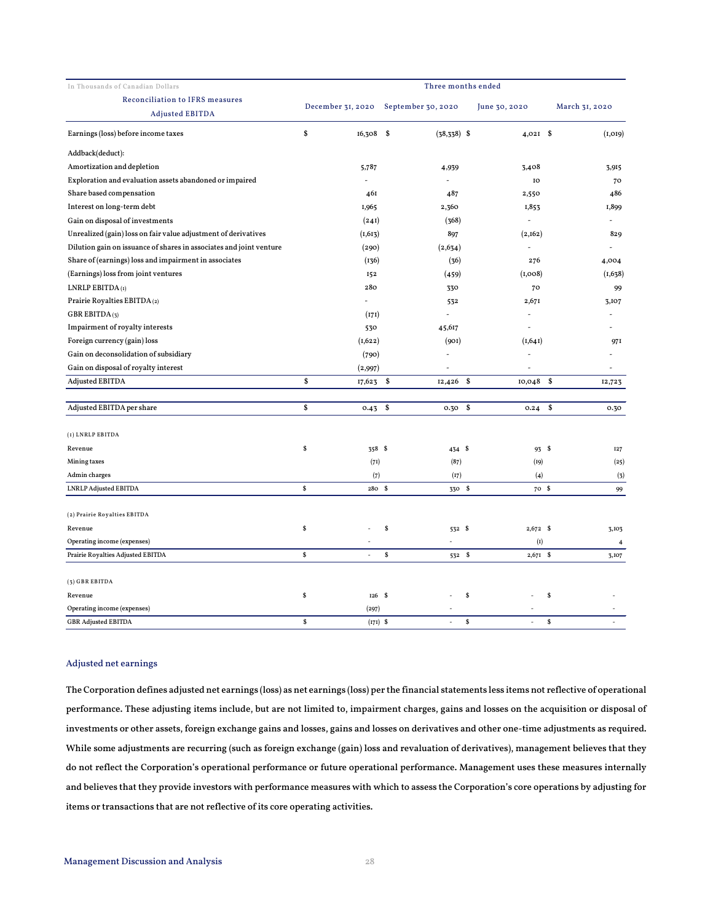| In Thousands of Canadian Dollars | Three months ended | | | |
|---|---|---|---|---|
| Reconciliation to IFRS measures Adjusted EBITDA | December 31, 2020 | September 30, 2020 | June 30, 2020 | March 31, 2020 |
| Earnings (loss) before income taxes | $ 16,308 | $ (38,338) | $ 4,021 | $ (1,019) |
| Addback(deduct): | | | | |
| Amortization and depletion | 5,787 | 4,939 | 3,408 | 3,915 |
| Exploration and evaluation assets abandoned or impaired | - | - | 10 | 70 |
| Share based compensation | 461 | 487 | 2,550 | 486 |
| Interest on long-term debt | 1,965 | 2,360 | 1,853 | 1,899 |
| Gain on disposal of investments | (241) | (368) | - | - |
| Unrealized (gain) loss on fair value adjustment of derivatives | (1,613) | 897 | (2,162) | 829 |
| Dilution gain on issuance of shares in associates and joint venture | (290) | (2,634) | - | - |
| Share of (earnings) loss and impairment in associates | (136) | (36) | 276 | 4,004 |
| (Earnings) loss from joint ventures | 152 | (459) | (1,008) | (1,638) |
| LNRLP EBITDA (1) | 280 | 330 | 70 | 99 |
| Prairie Royalties EBITDA (2) | - | 532 | 2,671 | 3,107 |
| GBR EBITDA (3) | (171) | - | - | - |
| Impairment of royalty interests | 530 | 45,617 | - | - |
| Foreign currency (gain) loss | (1,622) | (901) | (1,641) | 971 |
| Gain on deconsolidation of subsidiary | (790) | - | - | - |
| Gain on disposal of royalty interest | (2,997) | - | - | - |
| Adjusted EBITDA | $ 17,623 | $ 12,426 | $ 10,048 | $ 12,723 |
| | | | | |
| Adjusted EBITDA per share | $ 0.43 | $ 0.30 | $ 0.24 | $ 0.30 |
| | | | | |
| (1) LNRLP EBITDA | | | | |
| Revenue | $ 358 | $ 434 | $ 93 | $ 127 |
| Mining taxes | (71) | (87) | (19) | (25) |
| Admin charges | (7) | (17) | (4) | (3) |
| LNRLP Adjusted EBITDA | $ 280 | $ 330 | $ 70 | $ 99 |
| | | | | |
| (2) Prairie Royalties EBITDA | | | | |
| Revenue | $ - | $ 532 | $ 2,672 | $ 3,103 |
| Operating income (expenses) | - | - | (1) | 4 |
| Prairie Royalties Adjusted EBITDA | $ - | $ 532 | $ 2,671 | $ 3,107 |
| | | | | |
| (3) GBR EBITDA | | | | |
| Revenue | $ 126 | $ - | $ - | $ - |
| Operating income (expenses) | (297) | - | - | - |
| GBR Adjusted EBITDA | $ (171) | $ - | $ - | $ - |

### Adjusted net earnings

The Corporation defines adjusted net earnings (loss) as net earnings (loss) per the financial statements less items not reflective of operational performance. These adjusting items include, but are not limited to, impairment charges, gains and losses on the acquisition or disposal of investments or other assets, foreign exchange gains and losses, gains and losses on derivatives and other one-time adjustments as required. While some adjustments are recurring (such as foreign exchange (gain) loss and revaluation of derivatives), management believes that they do not reflect the Corporation's operational performance or future operational performance. Management uses these measures internally and believes that they provide investors with performance measures with which to assess the Corporation's core operations by adjusting for items or transactions that are not reflective of its core operating activities.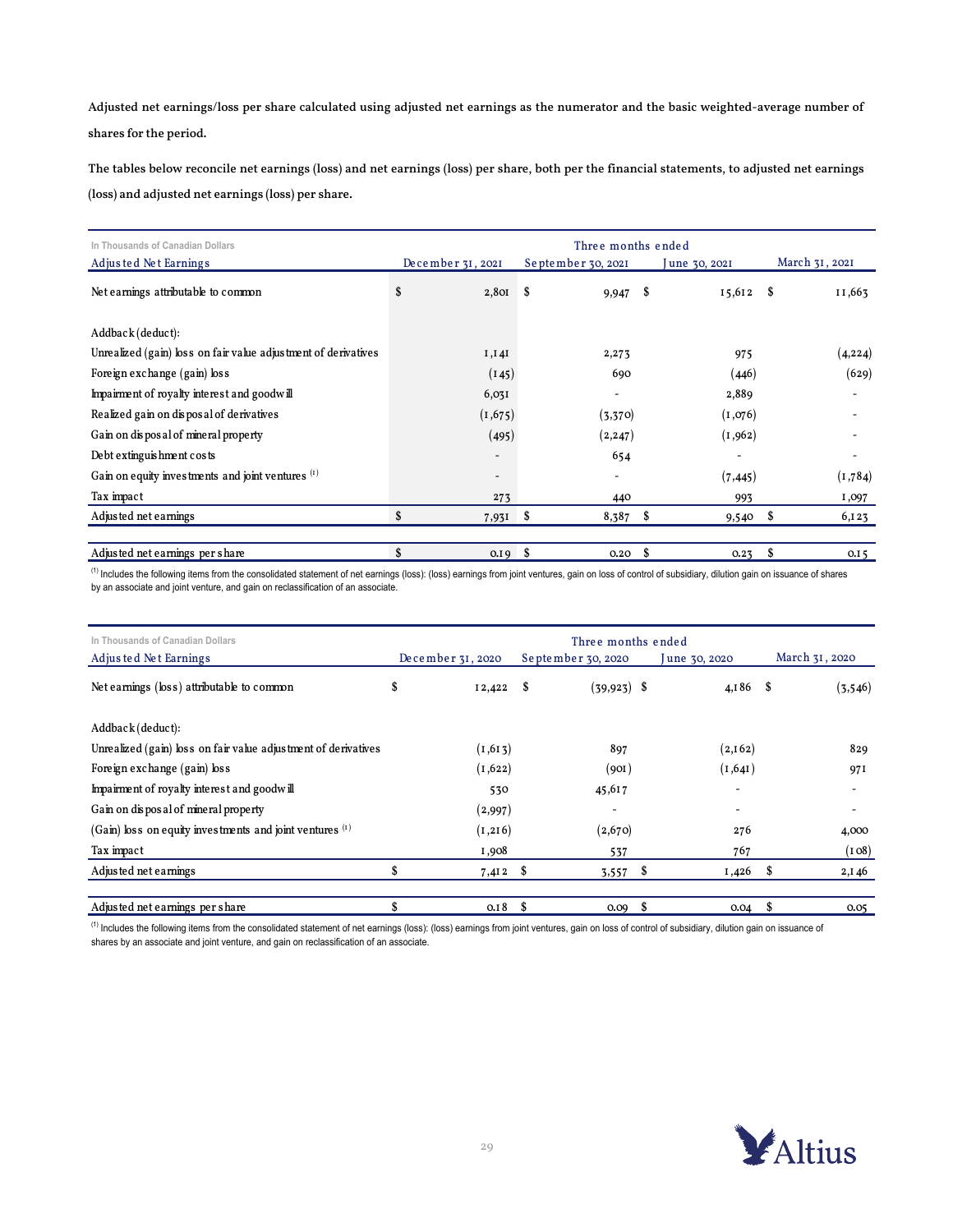Adjusted net earnings/loss per share calculated using adjusted net earnings as the numerator and the basic weighted-average number of shares for the period.

The tables below reconcile net earnings (loss) and net earnings (loss) per share, both per the financial statements, to adjusted net earnings (loss) and adjusted net earnings (loss) per share.

| In Thousands of Canadian Dollars | Three months ended | | | |
|---|---|---|---|---|
| Adjusted Net Earnings | December 31, 2021 | September 30, 2021 | June 30, 2021 | March 31, 2021 |
| Net earnings attributable to common | $ 2,801 | $ 9,947 | $ 15,612 | $ 11,663 |
| Addback (deduct): | | | | |
| Unrealized (gain) loss on fair value adjustment of derivatives | 1,141 | 2,273 | 975 | (4,224) |
| Foreign exchange (gain) loss | (145) | 690 | (446) | (629) |
| Impairment of royalty interest and goodwill | 6,031 | - | 2,889 | - |
| Realized gain on disposal of derivatives | (1,675) | (3,370) | (1,076) | - |
| Gain on disposal of mineral property | (495) | (2,247) | (1,962) | - |
| Debt extinguishment costs | - | 654 | - | - |
| Gain on equity investments and joint ventures [1] | - | - | (7,445) | (1,784) |
| Tax impact | 273 | 440 | 993 | 1,097 |
| Adjusted net earnings | $ 7,931 | $ 8,387 | $ 9,540 | $ 6,123 |
| Adjusted net earnings per share | $ 0.19 | $ 0.20 | $ 0.23 | $ 0.15 |

[1] Includes the following items from the consolidated statement of net earnings (loss): (loss) earnings from joint ventures, gain on loss of control of subsidiary, dilution gain on issuance of shares by an associate and joint venture, and gain on reclassification of an associate.

| In Thousands of Canadian Dollars | Three months ended | | | |
|---|---|---|---|---|
| Adjusted Net Earnings | December 31, 2020 | September 30, 2020 | June 30, 2020 | March 31, 2020 |
| Net earnings (loss) attributable to common | $ 12,422 | $ (39,923) | $ 4,186 | $ (3,546) |
| Addback (deduct): | | | | |
| Unrealized (gain) loss on fair value adjustment of derivatives | (1,613) | 897 | (2,162) | 829 |
| Foreign exchange (gain) loss | (1,622) | (901) | (1,641) | 971 |
| Impairment of royalty interest and goodwill | 530 | 45,617 | - | - |
| Gain on disposal of mineral property | (2,997) | - | - | - |
| (Gain) loss on equity investments and joint ventures [1] | (1,216) | (2,670) | 276 | 4,000 |
| Tax impact | 1,908 | 537 | 767 | (108) |
| Adjusted net earnings | $ 7,412 | $ 3,557 | $ 1,426 | $ 2,146 |
| Adjusted net earnings per share | $ 0.18 | $ 0.09 | $ 0.04 | $ 0.05 |

[1] Includes the following items from the consolidated statement of net earnings (loss): (loss) earnings from joint ventures, gain on loss of control of subsidiary, dilution gain on issuance of shares by an associate and joint venture, and gain on reclassification of an associate.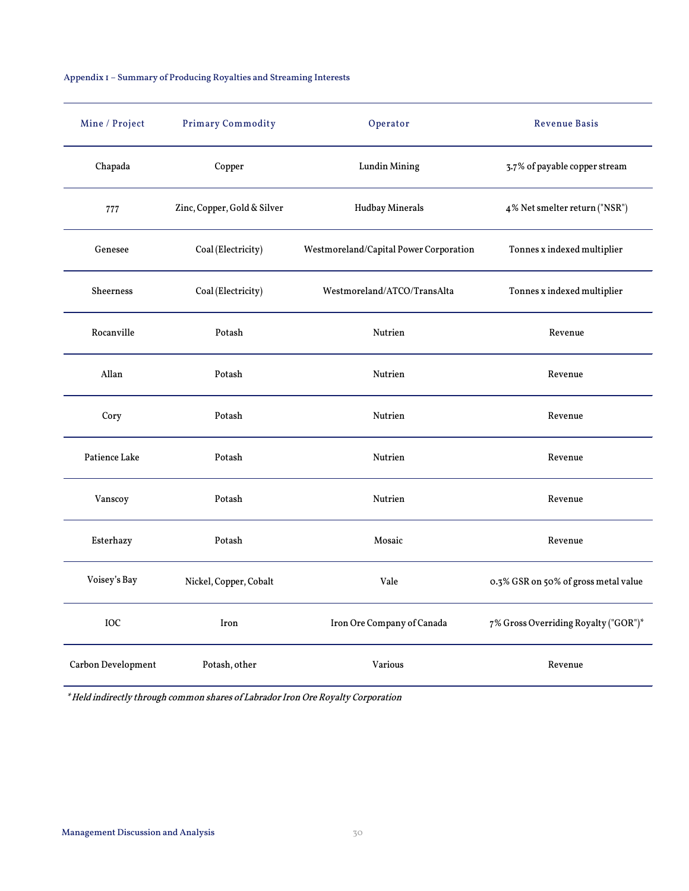## Appendix 1 – Summary of Producing Royalties and Streaming Interests

| Mine / Project | Primary Commodity | Operator | Revenue Basis |
|---|---|---|---|
| Chapada | Copper | Lundin Mining | 3.7% of payable copper stream |
| 777 | Zinc, Copper, Gold & Silver | Hudbay Minerals | 4% Net smelter return ("NSR") |
| Genesee | Coal (Electricity) | Westmoreland/Capital Power Corporation | Tonnes x indexed multiplier |
| Sheerness | Coal (Electricity) | Westmoreland/ATCO/TransAlta | Tonnes x indexed multiplier |
| Rocanville | Potash | Nutrien | Revenue |
| Allan | Potash | Nutrien | Revenue |
| Cory | Potash | Nutrien | Revenue |
| Patience Lake | Potash | Nutrien | Revenue |
| Vanscoy | Potash | Nutrien | Revenue |
| Esterhazy | Potash | Mosaic | Revenue |
| Voisey's Bay | Nickel, Copper, Cobalt | Vale | 0.3% GSR on 50% of gross metal value |
| IOC | Iron | Iron Ore Company of Canada | 7% Gross Overriding Royalty ("GOR")* |
| Carbon Development | Potash, other | Various | Revenue |

*\* Held indirectly through common shares of Labrador Iron Ore Royalty Corporation*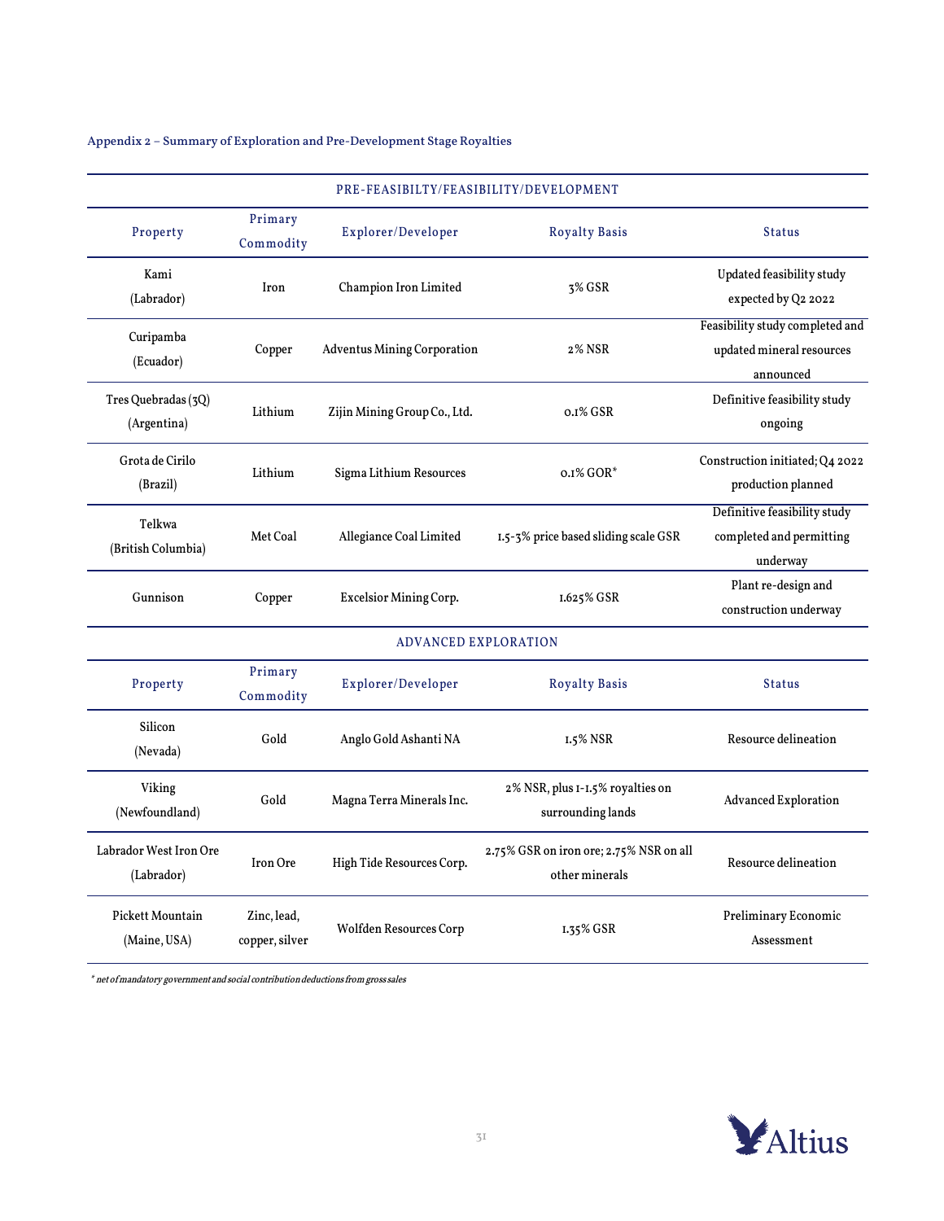Appendix 2 – Summary of Exploration and Pre-Development Stage Royalties

| PRE-FEASIBILTY/FEASIBILITY/DEVELOPMENT | | | | |
|---|---|---|---|---|
| Property | Primary Commodity | Explorer/Developer | Royalty Basis | Status |
| Kami (Labrador) | Iron | Champion Iron Limited | 3% GSR | Updated feasibility study expected by Q2 2022 |
| Curipamba (Ecuador) | Copper | Adventus Mining Corporation | 2% NSR | Feasibility study completed and updated mineral resources announced |
| Tres Quebradas (3Q) (Argentina) | Lithium | Zijin Mining Group Co., Ltd. | 0.1% GSR | Definitive feasibility study ongoing |
| Grota de Cirilo (Brazil) | Lithium | Sigma Lithium Resources | 0.1% GOR* | Construction initiated; Q4 2022 production planned |
| Telkwa (British Columbia) | Met Coal | Allegiance Coal Limited | 1.5-3% price based sliding scale GSR | Definitive feasibility study completed and permitting underway |
| Gunnison | Copper | Excelsior Mining Corp. | 1.625% GSR | Plant re-design and construction underway |

| ADVANCED EXPLORATION | | | | |
|---|---|---|---|---|
| Property | Primary Commodity | Explorer/Developer | Royalty Basis | Status |
| Silicon (Nevada) | Gold | Anglo Gold Ashanti NA | 1.5% NSR | Resource delineation |
| Viking (Newfoundland) | Gold | Magna Terra Minerals Inc. | 2% NSR, plus 1-1.5% royalties on surrounding lands | Advanced Exploration |
| Labrador West Iron Ore (Labrador) | Iron Ore | High Tide Resources Corp. | 2.75% GSR on iron ore; 2.75% NSR on all other minerals | Resource delineation |
| Pickett Mountain (Maine, USA) | Zinc, lead, copper, silver | Wolfden Resources Corp | 1.35% GSR | Preliminary Economic Assessment |

*\* net of mandatory government and social contribution deductions from gross sales*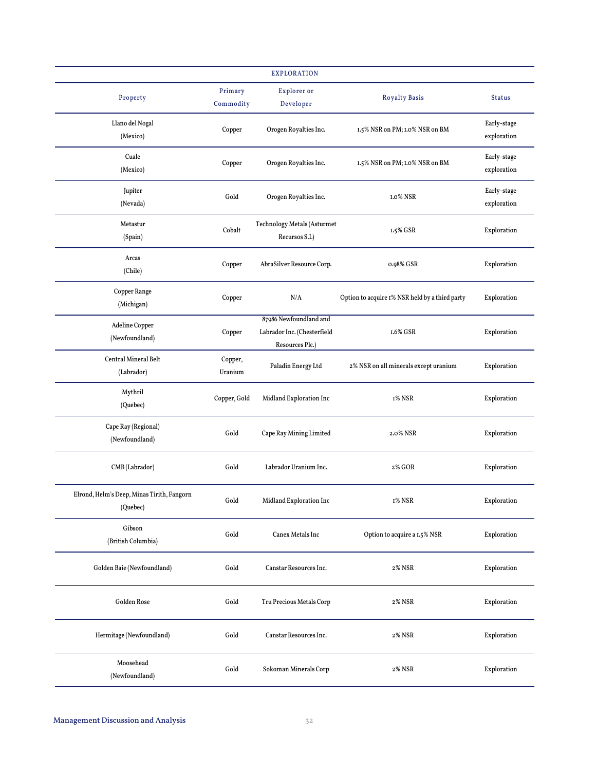| EXPLORATION | | | | |
|---|---|---|---|---|
| Property | Primary Commodity | Explorer or Developer | Royalty Basis | Status |
| Llano del Nogal (Mexico) | Copper | Orogen Royalties Inc. | 1.5% NSR on PM; 1.0% NSR on BM | Early-stage exploration |
| Cuale (Mexico) | Copper | Orogen Royalties Inc. | 1.5% NSR on PM; 1.0% NSR on BM | Early-stage exploration |
| Jupiter (Nevada) | Gold | Orogen Royalties Inc. | 1.0% NSR | Early-stage exploration |
| Metastur (Spain) | Cobalt | Technology Metals (Asturmet Recursos S.L) | 1.5% GSR | Exploration |
| Arcas (Chile) | Copper | AbraSilver Resource Corp. | 0.98% GSR | Exploration |
| Copper Range (Michigan) | Copper | N/A | Option to acquire 1% NSR held by a third party | Exploration |
| Adeline Copper (Newfoundland) | Copper | 87986 Newfoundland and Labrador Inc. (Chesterfield Resources Plc.) | 1.6% GSR | Exploration |
| Central Mineral Belt (Labrador) | Copper, Uranium | Paladin Energy Ltd | 2% NSR on all minerals except uranium | Exploration |
| Mythril (Quebec) | Copper, Gold | Midland Exploration Inc | 1% NSR | Exploration |
| Cape Ray (Regional) (Newfoundland) | Gold | Cape Ray Mining Limited | 2.0% NSR | Exploration |
| CMB (Labrador) | Gold | Labrador Uranium Inc. | 2% GOR | Exploration |
| Elrond, Helm's Deep, Minas Tirith, Fangorn (Quebec) | Gold | Midland Exploration Inc | 1% NSR | Exploration |
| Gibson (British Columbia) | Gold | Canex Metals Inc | Option to acquire a 1.5% NSR | Exploration |
| Golden Baie (Newfoundland) | Gold | Canstar Resources Inc. | 2% NSR | Exploration |
| Golden Rose | Gold | Tru Precious Metals Corp | 2% NSR | Exploration |
| Hermitage (Newfoundland) | Gold | Canstar Resources Inc. | 2% NSR | Exploration |
| Moosehead (Newfoundland) | Gold | Sokoman Minerals Corp | 2% NSR | Exploration |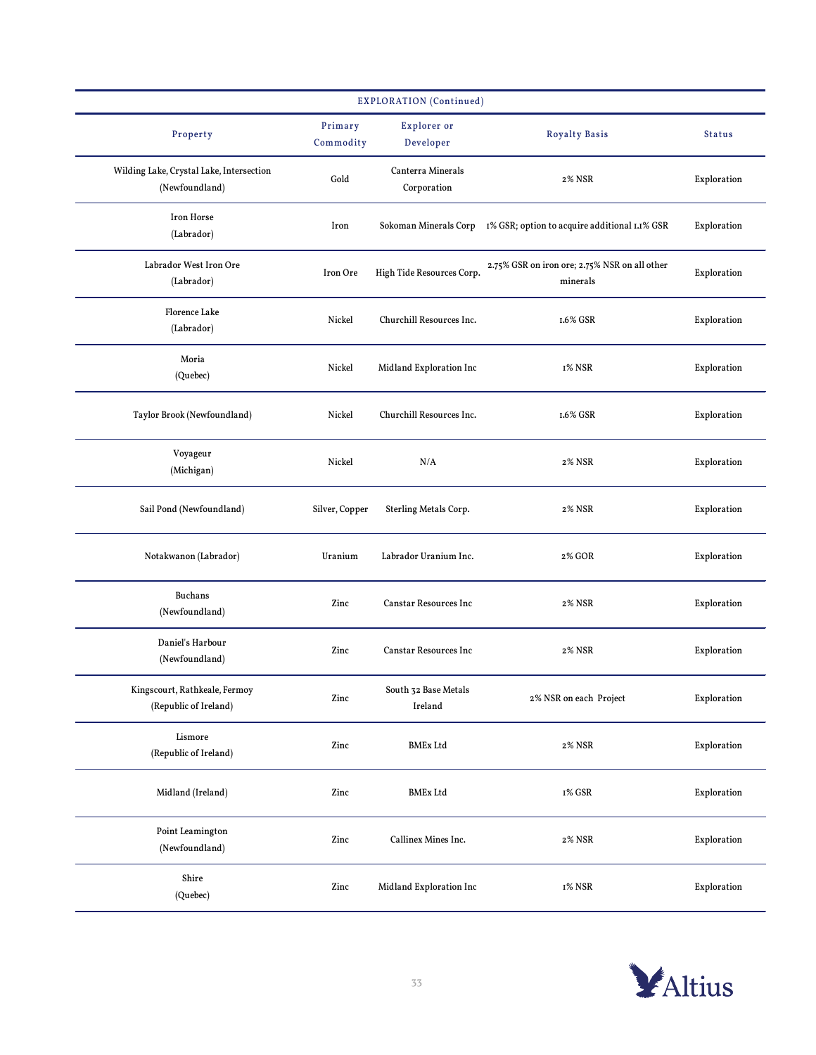| EXPLORATION (Continued) | | | | |
|---|---|---|---|---|
| Property | Primary Commodity | Explorer or Developer | Royalty Basis | Status |
| Wilding Lake, Crystal Lake, Intersection (Newfoundland) | Gold | Canterra Minerals Corporation | 2% NSR | Exploration |
| Iron Horse (Labrador) | Iron | Sokoman Minerals Corp | 1% GSR; option to acquire additional 1.1% GSR | Exploration |
| Labrador West Iron Ore (Labrador) | Iron Ore | High Tide Resources Corp. | 2.75% GSR on iron ore; 2.75% NSR on all other minerals | Exploration |
| Florence Lake (Labrador) | Nickel | Churchill Resources Inc. | 1.6% GSR | Exploration |
| Moria (Quebec) | Nickel | Midland Exploration Inc | 1% NSR | Exploration |
| Taylor Brook (Newfoundland) | Nickel | Churchill Resources Inc. | 1.6% GSR | Exploration |
| Voyageur (Michigan) | Nickel | N/A | 2% NSR | Exploration |
| Sail Pond (Newfoundland) | Silver, Copper | Sterling Metals Corp. | 2% NSR | Exploration |
| Notakwanon (Labrador) | Uranium | Labrador Uranium Inc. | 2% GOR | Exploration |
| Buchans (Newfoundland) | Zinc | Canstar Resources Inc | 2% NSR | Exploration |
| Daniel's Harbour (Newfoundland) | Zinc | Canstar Resources Inc | 2% NSR | Exploration |
| Kingscourt, Rathkeale, Fermoy (Republic of Ireland) | Zinc | South 32 Base Metals Ireland | 2% NSR on each Project | Exploration |
| Lismore (Republic of Ireland) | Zinc | BMEx Ltd | 2% NSR | Exploration |
| Midland (Ireland) | Zinc | BMEx Ltd | 1% GSR | Exploration |
| Point Leamington (Newfoundland) | Zinc | Callinex Mines Inc. | 2% NSR | Exploration |
| Shire (Quebec) | Zinc | Midland Exploration Inc | 1% NSR | Exploration |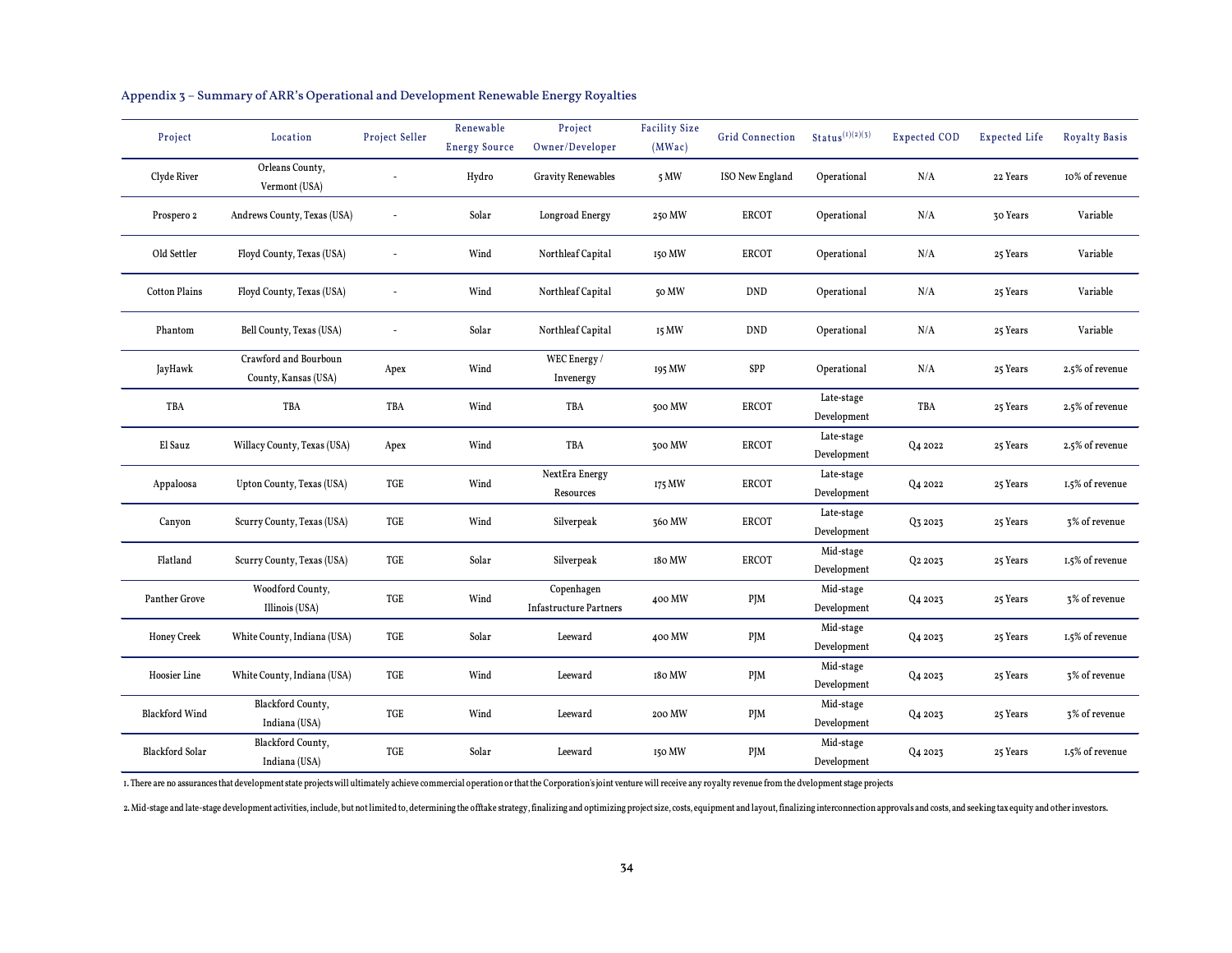### Appendix 3 – Summary of ARR's Operational and Development Renewable Energy Royalties

| Project | Location | Project Seller | Renewable Energy Source | Project Owner/Developer | Facility Size (MWac) | Grid Connection | Status[(1)(2)(3)] | Expected COD | Expected Life | Royalty Basis |
|---|---|---|---|---|---|---|---|---|---|---|
| Clyde River | Orleans County, Vermont (USA) | - | Hydro | Gravity Renewables | 5 MW | ISO New England | Operational | N/A | 22 Years | 10% of revenue |
| Prospero 2 | Andrews County, Texas (USA) | - | Solar | Longroad Energy | 250 MW | ERCOT | Operational | N/A | 30 Years | Variable |
| Old Settler | Floyd County, Texas (USA) | - | Wind | Northleaf Capital | 150 MW | ERCOT | Operational | N/A | 25 Years | Variable |
| Cotton Plains | Floyd County, Texas (USA) | - | Wind | Northleaf Capital | 50 MW | DND | Operational | N/A | 25 Years | Variable |
| Phantom | Bell County, Texas (USA) | - | Solar | Northleaf Capital | 15 MW | DND | Operational | N/A | 25 Years | Variable |
| JayHawk | Crawford and Bourboun County, Kansas (USA) | Apex | Wind | WEC Energy / Invenergy | 195 MW | SPP | Operational | N/A | 25 Years | 2.5% of revenue |
| TBA | TBA | TBA | Wind | TBA | 500 MW | ERCOT | Late-stage Development | TBA | 25 Years | 2.5% of revenue |
| El Sauz | Willacy County, Texas (USA) | Apex | Wind | TBA | 300 MW | ERCOT | Late-stage Development | Q4 2022 | 25 Years | 2.5% of revenue |
| Appaloosa | Upton County, Texas (USA) | TGE | Wind | NextEra Energy Resources | 175 MW | ERCOT | Late-stage Development | Q4 2022 | 25 Years | 1.5% of revenue |
| Canyon | Scurry County, Texas (USA) | TGE | Wind | Silverpeak | 360 MW | ERCOT | Late-stage Development | Q3 2023 | 25 Years | 3% of revenue |
| Flatland | Scurry County, Texas (USA) | TGE | Solar | Silverpeak | 180 MW | ERCOT | Mid-stage Development | Q2 2023 | 25 Years | 1.5% of revenue |
| Panther Grove | Woodford County, Illinois (USA) | TGE | Wind | Copenhagen Infastructure Partners | 400 MW | PJM | Mid-stage Development | Q4 2023 | 25 Years | 3% of revenue |
| Honey Creek | White County, Indiana (USA) | TGE | Solar | Leeward | 400 MW | PJM | Mid-stage Development | Q4 2023 | 25 Years | 1.5% of revenue |
| Hoosier Line | White County, Indiana (USA) | TGE | Wind | Leeward | 180 MW | PJM | Mid-stage Development | Q4 2023 | 25 Years | 3% of revenue |
| Blackford Wind | Blackford County, Indiana (USA) | TGE | Wind | Leeward | 200 MW | PJM | Mid-stage Development | Q4 2023 | 25 Years | 3% of revenue |
| Blackford Solar | Blackford County, Indiana (USA) | TGE | Solar | Leeward | 150 MW | PJM | Mid-stage Development | Q4 2023 | 25 Years | 1.5% of revenue |

1. There are no assurances that development state projects will ultimately achieve commercial operation or that the Corporation's joint venture will receive any royalty revenue from the dvelopment stage projects

2. Mid-stage and late-stage development activities, include, but not limited to, determining the offtake strategy, finalizing and optimizing project size, costs, equipment and layout, finalizing interconnection approvals and costs, and seeking tax equity and other investors.